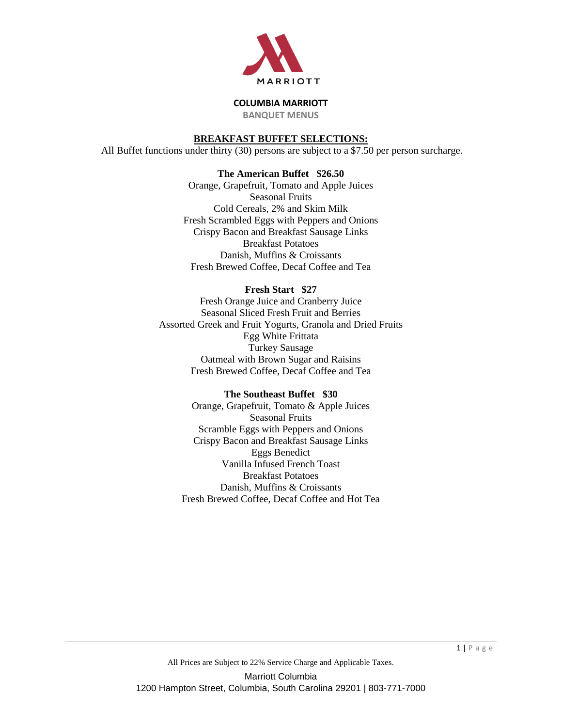MARRIOTT

# COLUMBIA MARRIOTT

## BANQUET MENUS

### BREAKFAST BUFFET SELECTIONS:

All Buffet functions under thirty (30) persons are subject to a $7.50 per person surcharge.

**The American Buffet $26.50**

Orange, Grapefruit, Tomato and Apple Juices
Seasonal Fruits
Cold Cereals, 2% and Skim Milk
Fresh Scrambled Eggs with Peppers and Onions
Crispy Bacon and Breakfast Sausage Links
Breakfast Potatoes
Danish, Muffins & Croissants
Fresh Brewed Coffee, Decaf Coffee and Tea

**Fresh Start $27**

Fresh Orange Juice and Cranberry Juice
Seasonal Sliced Fresh Fruit and Berries
Assorted Greek and Fruit Yogurts, Granola and Dried Fruits
Egg White Frittata
Turkey Sausage
Oatmeal with Brown Sugar and Raisins
Fresh Brewed Coffee, Decaf Coffee and Tea

**The Southeast Buffet $30**

Orange, Grapefruit, Tomato & Apple Juices
Seasonal Fruits
Scramble Eggs with Peppers and Onions
Crispy Bacon and Breakfast Sausage Links
Eggs Benedict
Vanilla Infused French Toast
Breakfast Potatoes
Danish, Muffins & Croissants
Fresh Brewed Coffee, Decaf Coffee and Hot Tea

All Prices are Subject to 22% Service Charge and Applicable Taxes.

Marriott Columbia
1200 Hampton Street, Columbia, South Carolina 29201 | 803-771-7000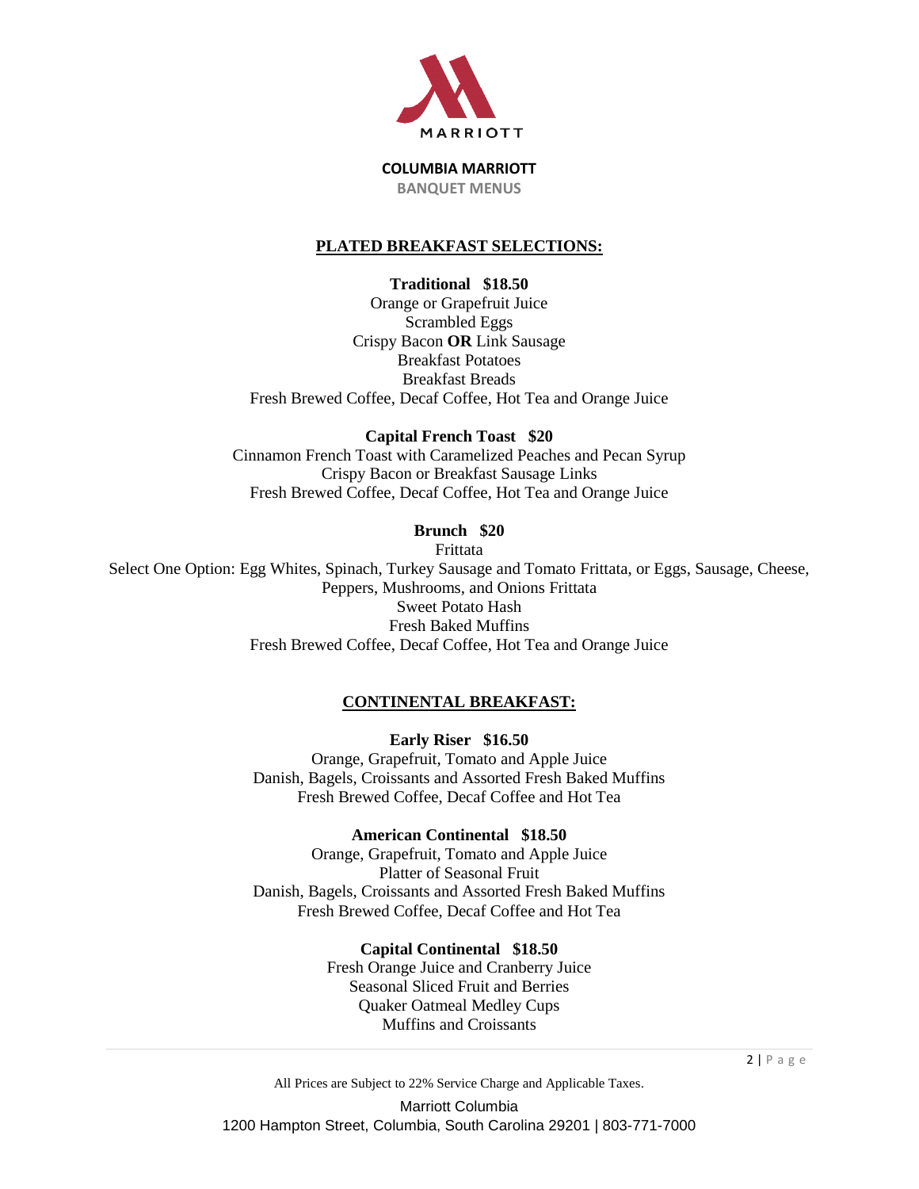**COLUMBIA MARRIOTT**

**BANQUET MENUS**

## PLATED BREAKFAST SELECTIONS:

**Traditional $18.50**

Orange or Grapefruit Juice
Scrambled Eggs
Crispy Bacon **OR** Link Sausage
Breakfast Potatoes
Breakfast Breads
Fresh Brewed Coffee, Decaf Coffee, Hot Tea and Orange Juice

**Capital French Toast $20**

Cinnamon French Toast with Caramelized Peaches and Pecan Syrup
Crispy Bacon or Breakfast Sausage Links
Fresh Brewed Coffee, Decaf Coffee, Hot Tea and Orange Juice

**Brunch $20**

Frittata
Select One Option: Egg Whites, Spinach, Turkey Sausage and Tomato Frittata, or Eggs, Sausage, Cheese, Peppers, Mushrooms, and Onions Frittata
Sweet Potato Hash
Fresh Baked Muffins
Fresh Brewed Coffee, Decaf Coffee, Hot Tea and Orange Juice

## CONTINENTAL BREAKFAST:

**Early Riser $16.50**

Orange, Grapefruit, Tomato and Apple Juice
Danish, Bagels, Croissants and Assorted Fresh Baked Muffins
Fresh Brewed Coffee, Decaf Coffee and Hot Tea

**American Continental $18.50**

Orange, Grapefruit, Tomato and Apple Juice
Platter of Seasonal Fruit
Danish, Bagels, Croissants and Assorted Fresh Baked Muffins
Fresh Brewed Coffee, Decaf Coffee and Hot Tea

**Capital Continental $18.50**

Fresh Orange Juice and Cranberry Juice
Seasonal Sliced Fruit and Berries
Quaker Oatmeal Medley Cups
Muffins and Croissants

All Prices are Subject to 22% Service Charge and Applicable Taxes.

Marriott Columbia
1200 Hampton Street, Columbia, South Carolina 29201 | 803-771-7000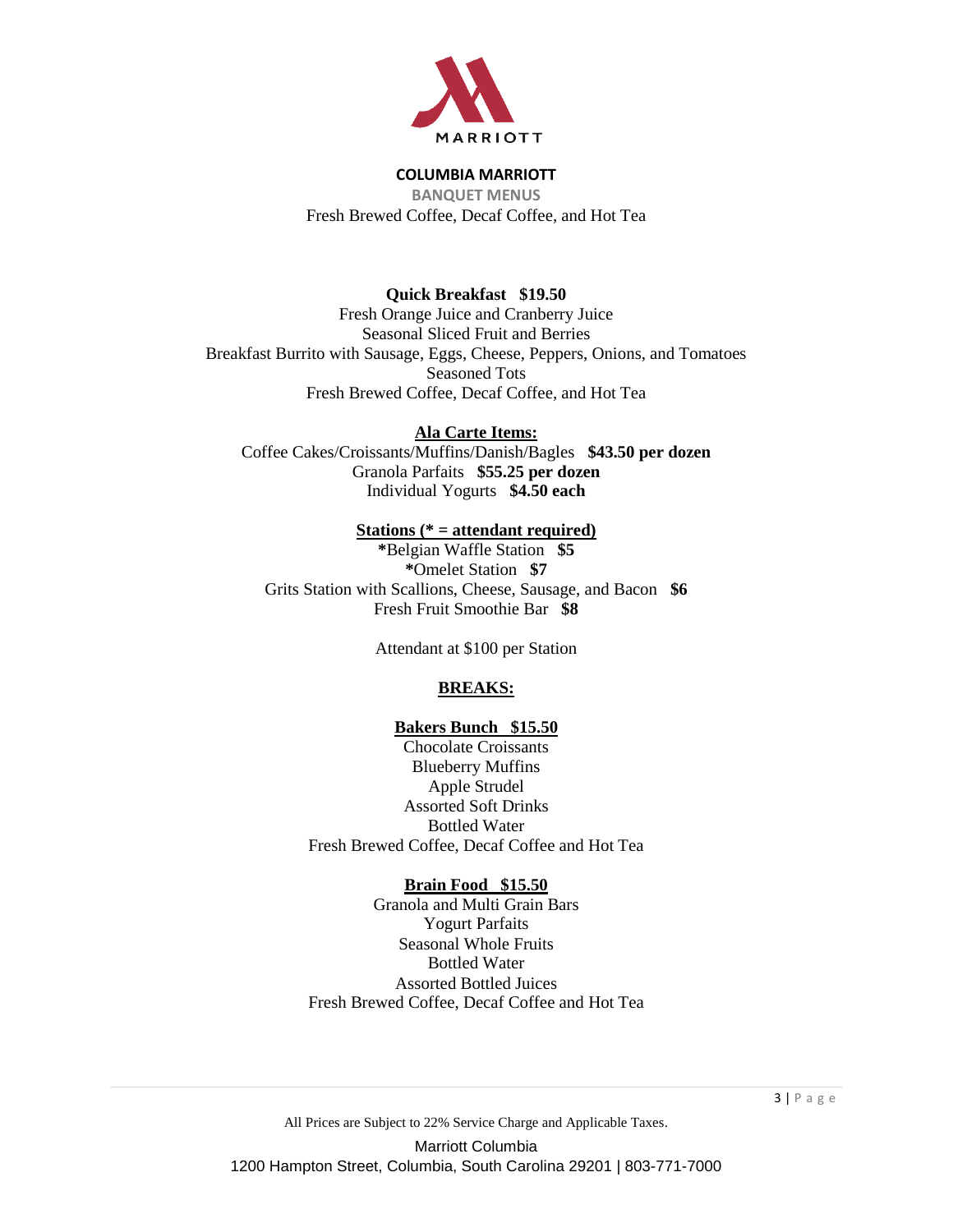**COLUMBIA MARRIOTT**

**BANQUET MENUS**

Fresh Brewed Coffee, Decaf Coffee, and Hot Tea

**Quick Breakfast $19.50**

Fresh Orange Juice and Cranberry Juice
Seasonal Sliced Fruit and Berries
Breakfast Burrito with Sausage, Eggs, Cheese, Peppers, Onions, and Tomatoes
Seasoned Tots
Fresh Brewed Coffee, Decaf Coffee, and Hot Tea

**Ala Carte Items:**

Coffee Cakes/Croissants/Muffins/Danish/Bagles **$43.50 per dozen**
Granola Parfaits **$55.25 per dozen**
Individual Yogurts **$4.50 each**

**Stations (* = attendant required)**

***Belgian Waffle Station **$5**
***Omelet Station **$7**
Grits Station with Scallions, Cheese, Sausage, and Bacon **$6**
Fresh Fruit Smoothie Bar **$8**

Attendant at $100 per Station

## BREAKS:

**Bakers Bunch $15.50**

Chocolate Croissants
Blueberry Muffins
Apple Strudel
Assorted Soft Drinks
Bottled Water
Fresh Brewed Coffee, Decaf Coffee and Hot Tea

**Brain Food $15.50**

Granola and Multi Grain Bars
Yogurt Parfaits
Seasonal Whole Fruits
Bottled Water
Assorted Bottled Juices
Fresh Brewed Coffee, Decaf Coffee and Hot Tea

All Prices are Subject to 22% Service Charge and Applicable Taxes.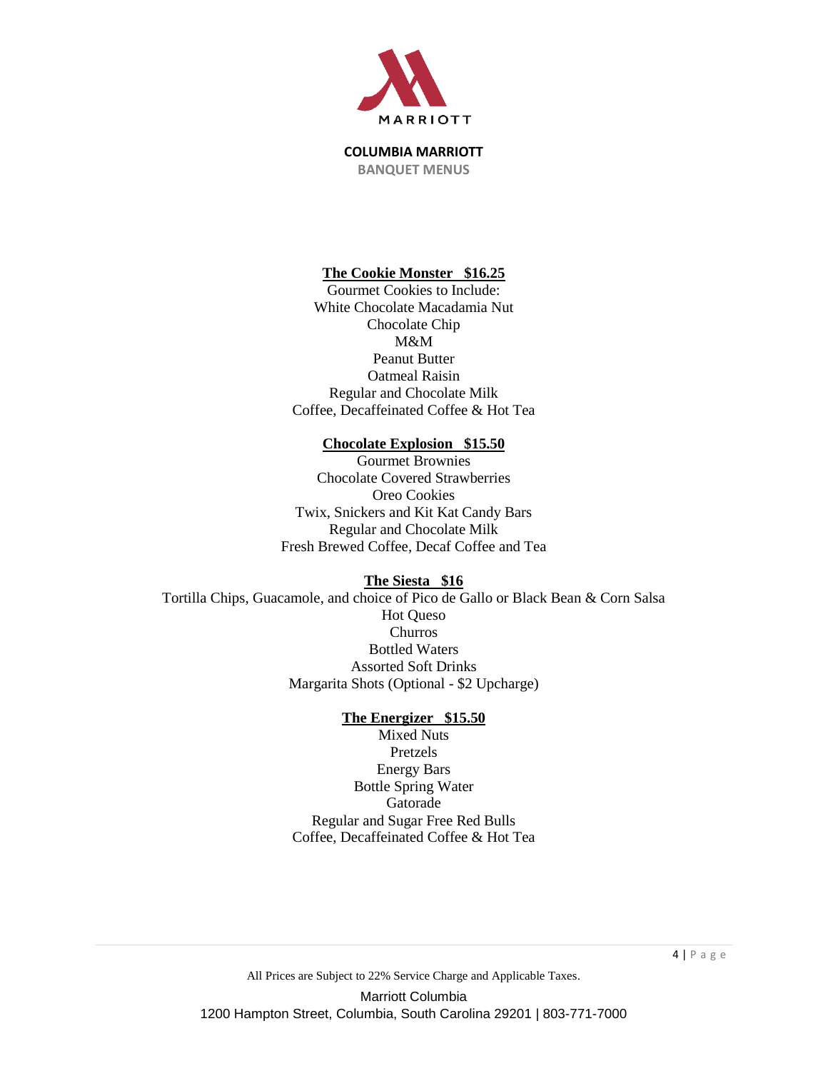**COLUMBIA MARRIOTT**
**BANQUET MENUS**

**The Cookie Monster   $16.25**

Gourmet Cookies to Include:
White Chocolate Macadamia Nut
Chocolate Chip
M&M
Peanut Butter
Oatmeal Raisin
Regular and Chocolate Milk
Coffee, Decaffeinated Coffee & Hot Tea

**Chocolate Explosion   $15.50**

Gourmet Brownies
Chocolate Covered Strawberries
Oreo Cookies
Twix, Snickers and Kit Kat Candy Bars
Regular and Chocolate Milk
Fresh Brewed Coffee, Decaf Coffee and Tea

**The Siesta   $16**

Tortilla Chips, Guacamole, and choice of Pico de Gallo or Black Bean & Corn Salsa
Hot Queso
Churros
Bottled Waters
Assorted Soft Drinks
Margarita Shots (Optional - $2 Upcharge)

**The Energizer   $15.50**

Mixed Nuts
Pretzels
Energy Bars
Bottle Spring Water
Gatorade
Regular and Sugar Free Red Bulls
Coffee, Decaffeinated Coffee & Hot Tea

All Prices are Subject to 22% Service Charge and Applicable Taxes.

Marriott Columbia
1200 Hampton Street, Columbia, South Carolina 29201 | 803-771-7000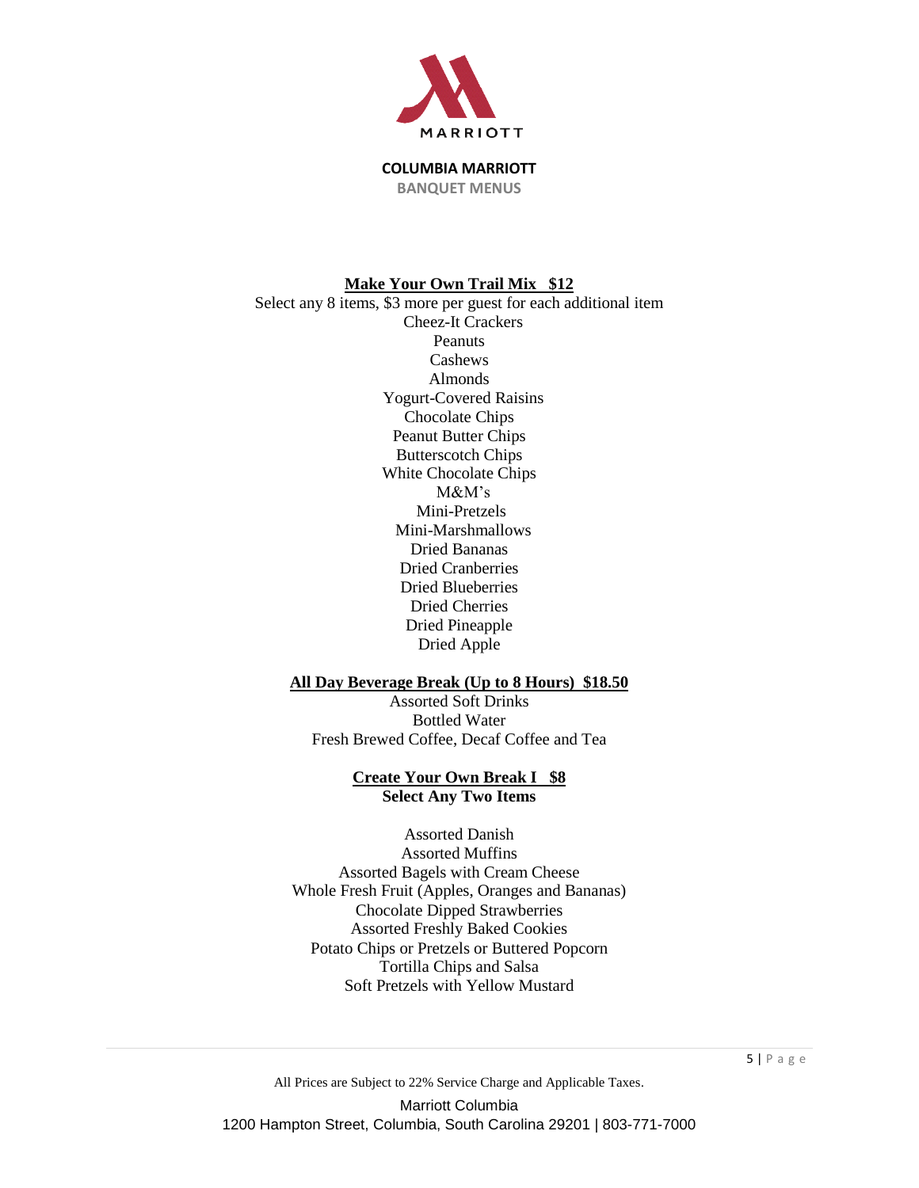**COLUMBIA MARRIOTT**
**BANQUET MENUS**

## Make Your Own Trail Mix $12

Select any 8 items, $3 more per guest for each additional item

Cheez-It Crackers
Peanuts
Cashews
Almonds
Yogurt-Covered Raisins
Chocolate Chips
Peanut Butter Chips
Butterscotch Chips
White Chocolate Chips
M&M's
Mini-Pretzels
Mini-Marshmallows
Dried Bananas
Dried Cranberries
Dried Blueberries
Dried Cherries
Dried Pineapple
Dried Apple

## All Day Beverage Break (Up to 8 Hours) $18.50

Assorted Soft Drinks
Bottled Water
Fresh Brewed Coffee, Decaf Coffee and Tea

## Create Your Own Break I $8

**Select Any Two Items**

Assorted Danish
Assorted Muffins
Assorted Bagels with Cream Cheese
Whole Fresh Fruit (Apples, Oranges and Bananas)
Chocolate Dipped Strawberries
Assorted Freshly Baked Cookies
Potato Chips or Pretzels or Buttered Popcorn
Tortilla Chips and Salsa
Soft Pretzels with Yellow Mustard

All Prices are Subject to 22% Service Charge and Applicable Taxes.

Marriott Columbia
1200 Hampton Street, Columbia, South Carolina 29201 | 803-771-7000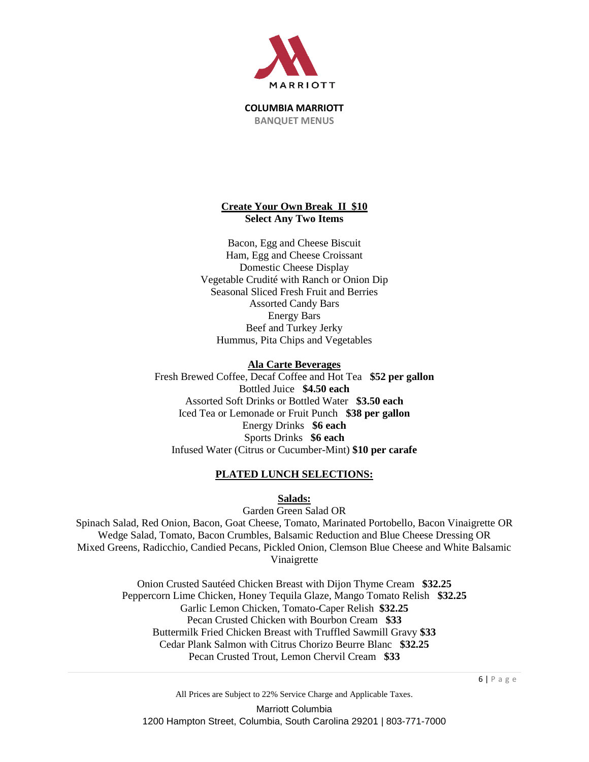**COLUMBIA MARRIOTT**
**BANQUET MENUS**

## Create Your Own Break II $10

**Select Any Two Items**

Bacon, Egg and Cheese Biscuit
Ham, Egg and Cheese Croissant
Domestic Cheese Display
Vegetable Crudité with Ranch or Onion Dip
Seasonal Sliced Fresh Fruit and Berries
Assorted Candy Bars
Energy Bars
Beef and Turkey Jerky
Hummus, Pita Chips and Vegetables

## Ala Carte Beverages

Fresh Brewed Coffee, Decaf Coffee and Hot Tea **$52 per gallon**
Bottled Juice **$4.50 each**
Assorted Soft Drinks or Bottled Water **$3.50 each**
Iced Tea or Lemonade or Fruit Punch **$38 per gallon**
Energy Drinks **$6 each**
Sports Drinks **$6 each**
Infused Water (Citrus or Cucumber-Mint) **$10 per carafe**

## PLATED LUNCH SELECTIONS:

### Salads:

Garden Green Salad OR
Spinach Salad, Red Onion, Bacon, Goat Cheese, Tomato, Marinated Portobello, Bacon Vinaigrette OR
Wedge Salad, Tomato, Bacon Crumbles, Balsamic Reduction and Blue Cheese Dressing OR
Mixed Greens, Radicchio, Candied Pecans, Pickled Onion, Clemson Blue Cheese and White Balsamic Vinaigrette

Onion Crusted Sautéed Chicken Breast with Dijon Thyme Cream **$32.25**
Peppercorn Lime Chicken, Honey Tequila Glaze, Mango Tomato Relish **$32.25**
Garlic Lemon Chicken, Tomato-Caper Relish **$32.25**
Pecan Crusted Chicken with Bourbon Cream **$33**
Buttermilk Fried Chicken Breast with Truffled Sawmill Gravy **$33**
Cedar Plank Salmon with Citrus Chorizo Beurre Blanc **$32.25**
Pecan Crusted Trout, Lemon Chervil Cream **$33**

All Prices are Subject to 22% Service Charge and Applicable Taxes.

Marriott Columbia
1200 Hampton Street, Columbia, South Carolina 29201 | 803-771-7000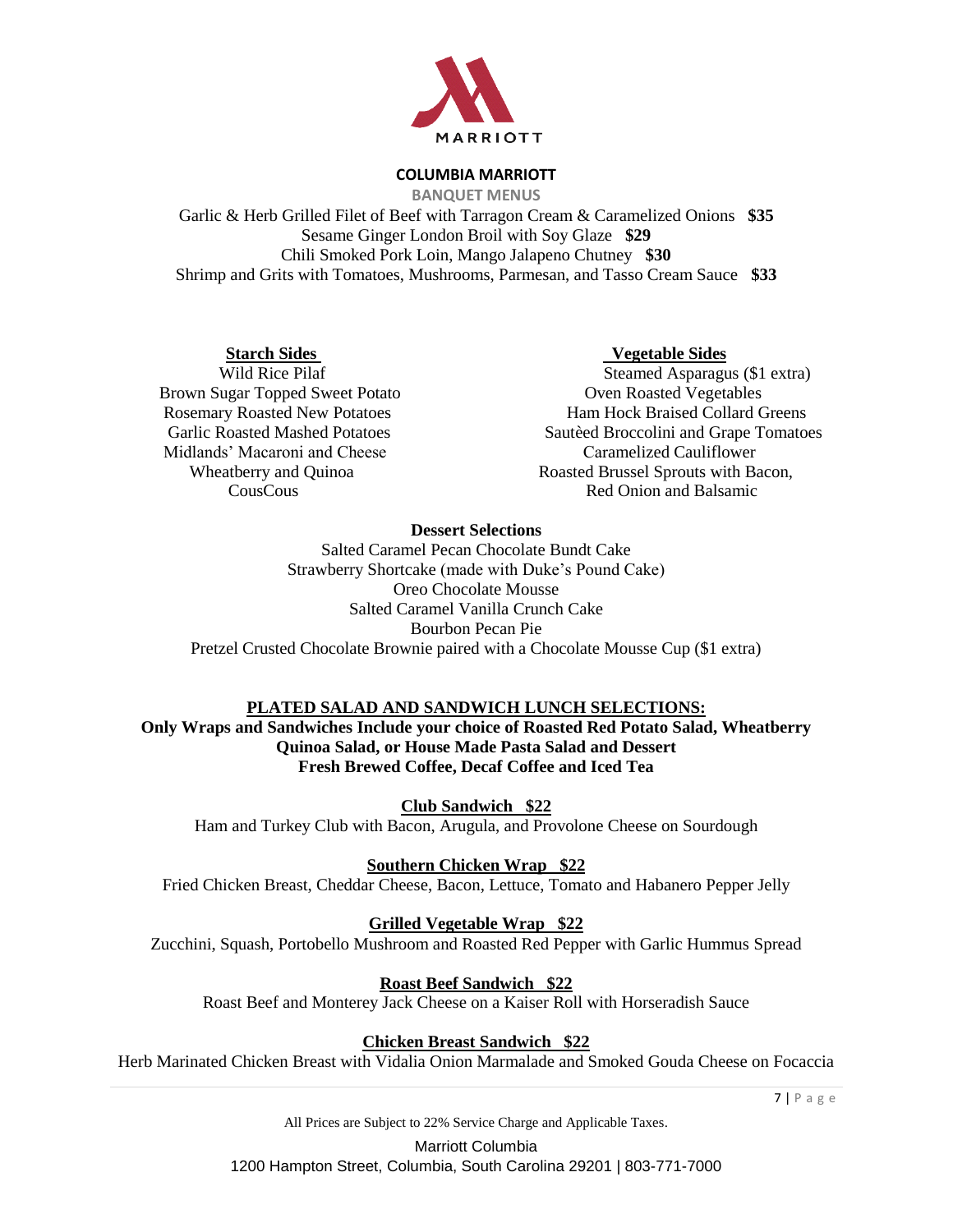**COLUMBIA MARRIOTT**

**BANQUET MENUS**

Garlic & Herb Grilled Filet of Beef with Tarragon Cream & Caramelized Onions **$35**
Sesame Ginger London Broil with Soy Glaze **$29**
Chili Smoked Pork Loin, Mango Jalapeno Chutney **$30**
Shrimp and Grits with Tomatoes, Mushrooms, Parmesan, and Tasso Cream Sauce **$33**

**Starch Sides**

- Wild Rice Pilaf
- Brown Sugar Topped Sweet Potato
- Rosemary Roasted New Potatoes
- Garlic Roasted Mashed Potatoes
- Midlands' Macaroni and Cheese
- Wheatberry and Quinoa
- CousCous

**Vegetable Sides**

- Steamed Asparagus ($1 extra)
- Oven Roasted Vegetables
- Ham Hock Braised Collard Greens
- Sautèed Broccolini and Grape Tomatoes
- Caramelized Cauliflower
- Roasted Brussel Sprouts with Bacon, Red Onion and Balsamic

**Dessert Selections**

- Salted Caramel Pecan Chocolate Bundt Cake
- Strawberry Shortcake (made with Duke's Pound Cake)
- Oreo Chocolate Mousse
- Salted Caramel Vanilla Crunch Cake
- Bourbon Pecan Pie
- Pretzel Crusted Chocolate Brownie paired with a Chocolate Mousse Cup ($1 extra)

## PLATED SALAD AND SANDWICH LUNCH SELECTIONS:

**Only Wraps and Sandwiches Include your choice of Roasted Red Potato Salad, Wheatberry Quinoa Salad, or House Made Pasta Salad and Dessert**
**Fresh Brewed Coffee, Decaf Coffee and Iced Tea**

**Club Sandwich $22**
Ham and Turkey Club with Bacon, Arugula, and Provolone Cheese on Sourdough

**Southern Chicken Wrap $22**
Fried Chicken Breast, Cheddar Cheese, Bacon, Lettuce, Tomato and Habanero Pepper Jelly

**Grilled Vegetable Wrap $22**
Zucchini, Squash, Portobello Mushroom and Roasted Red Pepper with Garlic Hummus Spread

**Roast Beef Sandwich $22**
Roast Beef and Monterey Jack Cheese on a Kaiser Roll with Horseradish Sauce

**Chicken Breast Sandwich $22**
Herb Marinated Chicken Breast with Vidalia Onion Marmalade and Smoked Gouda Cheese on Focaccia

All Prices are Subject to 22% Service Charge and Applicable Taxes.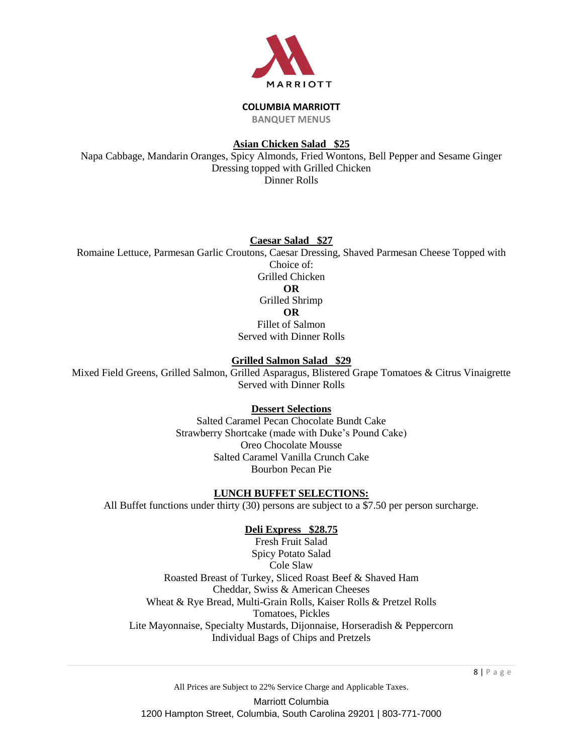**COLUMBIA MARRIOTT**

**BANQUET MENUS**

**Asian Chicken Salad $25**

Napa Cabbage, Mandarin Oranges, Spicy Almonds, Fried Wontons, Bell Pepper and Sesame Ginger Dressing topped with Grilled Chicken
Dinner Rolls

**Caesar Salad $27**

Romaine Lettuce, Parmesan Garlic Croutons, Caesar Dressing, Shaved Parmesan Cheese Topped with Choice of:
Grilled Chicken
**OR**
Grilled Shrimp
**OR**
Fillet of Salmon
Served with Dinner Rolls

**Grilled Salmon Salad $29**

Mixed Field Greens, Grilled Salmon, Grilled Asparagus, Blistered Grape Tomatoes & Citrus Vinaigrette
Served with Dinner Rolls

**Dessert Selections**

Salted Caramel Pecan Chocolate Bundt Cake
Strawberry Shortcake (made with Duke's Pound Cake)
Oreo Chocolate Mousse
Salted Caramel Vanilla Crunch Cake
Bourbon Pecan Pie

## LUNCH BUFFET SELECTIONS:

All Buffet functions under thirty (30) persons are subject to a $7.50 per person surcharge.

**Deli Express $28.75**

Fresh Fruit Salad
Spicy Potato Salad
Cole Slaw
Roasted Breast of Turkey, Sliced Roast Beef & Shaved Ham
Cheddar, Swiss & American Cheeses
Wheat & Rye Bread, Multi-Grain Rolls, Kaiser Rolls & Pretzel Rolls
Tomatoes, Pickles
Lite Mayonnaise, Specialty Mustards, Dijonnaise, Horseradish & Peppercorn
Individual Bags of Chips and Pretzels

All Prices are Subject to 22% Service Charge and Applicable Taxes.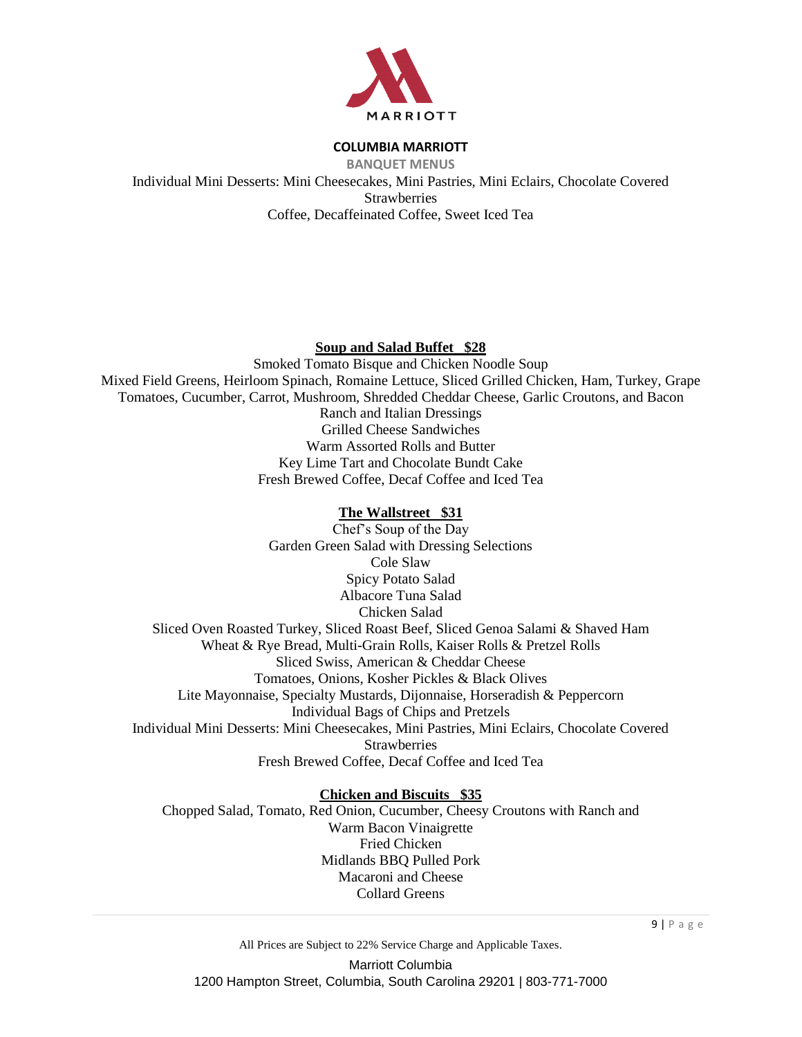Individual Mini Desserts: Mini Cheesecakes, Mini Pastries, Mini Eclairs, Chocolate Covered Strawberries
Coffee, Decaffeinated Coffee, Sweet Iced Tea

## Soup and Salad Buffet   $28

Smoked Tomato Bisque and Chicken Noodle Soup
Mixed Field Greens, Heirloom Spinach, Romaine Lettuce, Sliced Grilled Chicken, Ham, Turkey, Grape Tomatoes, Cucumber, Carrot, Mushroom, Shredded Cheddar Cheese, Garlic Croutons, and Bacon
Ranch and Italian Dressings
Grilled Cheese Sandwiches
Warm Assorted Rolls and Butter
Key Lime Tart and Chocolate Bundt Cake
Fresh Brewed Coffee, Decaf Coffee and Iced Tea

## The Wallstreet   $31

Chef's Soup of the Day
Garden Green Salad with Dressing Selections
Cole Slaw
Spicy Potato Salad
Albacore Tuna Salad
Chicken Salad
Sliced Oven Roasted Turkey, Sliced Roast Beef, Sliced Genoa Salami & Shaved Ham
Wheat & Rye Bread, Multi-Grain Rolls, Kaiser Rolls & Pretzel Rolls
Sliced Swiss, American & Cheddar Cheese
Tomatoes, Onions, Kosher Pickles & Black Olives
Lite Mayonnaise, Specialty Mustards, Dijonnaise, Horseradish & Peppercorn
Individual Bags of Chips and Pretzels
Individual Mini Desserts: Mini Cheesecakes, Mini Pastries, Mini Eclairs, Chocolate Covered Strawberries
Fresh Brewed Coffee, Decaf Coffee and Iced Tea

## Chicken and Biscuits   $35

Chopped Salad, Tomato, Red Onion, Cucumber, Cheesy Croutons with Ranch and Warm Bacon Vinaigrette
Fried Chicken
Midlands BBQ Pulled Pork
Macaroni and Cheese
Collard Greens

All Prices are Subject to 22% Service Charge and Applicable Taxes.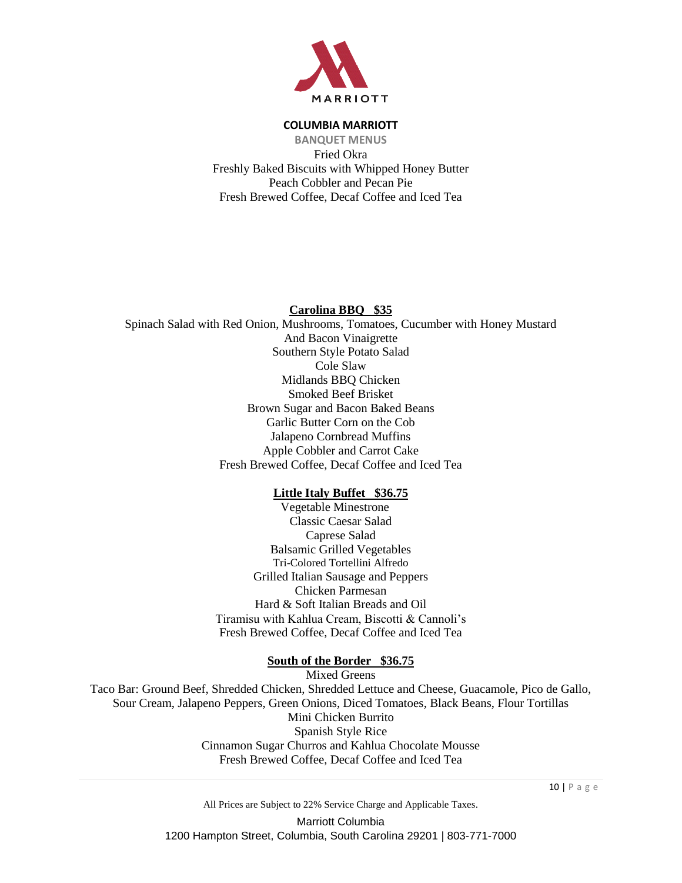Fried Okra
Freshly Baked Biscuits with Whipped Honey Butter
Peach Cobbler and Pecan Pie
Fresh Brewed Coffee, Decaf Coffee and Iced Tea

## Carolina BBQ $35

Spinach Salad with Red Onion, Mushrooms, Tomatoes, Cucumber with Honey Mustard And Bacon Vinaigrette
Southern Style Potato Salad
Cole Slaw
Midlands BBQ Chicken
Smoked Beef Brisket
Brown Sugar and Bacon Baked Beans
Garlic Butter Corn on the Cob
Jalapeno Cornbread Muffins
Apple Cobbler and Carrot Cake
Fresh Brewed Coffee, Decaf Coffee and Iced Tea

## Little Italy Buffet $36.75

Vegetable Minestrone
Classic Caesar Salad
Caprese Salad
Balsamic Grilled Vegetables
Tri-Colored Tortellini Alfredo
Grilled Italian Sausage and Peppers
Chicken Parmesan
Hard & Soft Italian Breads and Oil
Tiramisu with Kahlua Cream, Biscotti & Cannoli's
Fresh Brewed Coffee, Decaf Coffee and Iced Tea

## South of the Border $36.75

Mixed Greens
Taco Bar: Ground Beef, Shredded Chicken, Shredded Lettuce and Cheese, Guacamole, Pico de Gallo, Sour Cream, Jalapeno Peppers, Green Onions, Diced Tomatoes, Black Beans, Flour Tortillas
Mini Chicken Burrito
Spanish Style Rice
Cinnamon Sugar Churros and Kahlua Chocolate Mousse
Fresh Brewed Coffee, Decaf Coffee and Iced Tea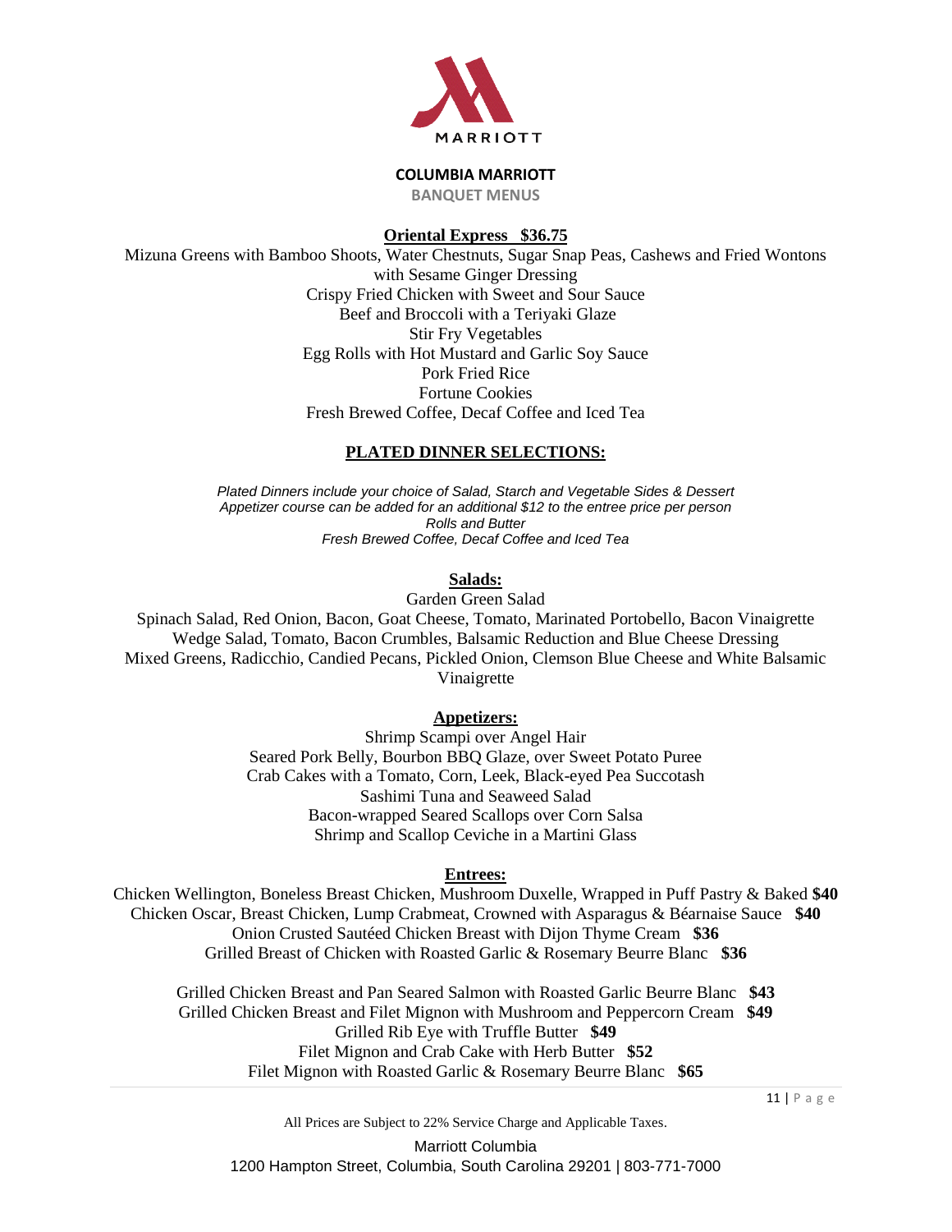**COLUMBIA MARRIOTT**

**BANQUET MENUS**

## Oriental Express $36.75

Mizuna Greens with Bamboo Shoots, Water Chestnuts, Sugar Snap Peas, Cashews and Fried Wontons with Sesame Ginger Dressing
Crispy Fried Chicken with Sweet and Sour Sauce
Beef and Broccoli with a Teriyaki Glaze
Stir Fry Vegetables
Egg Rolls with Hot Mustard and Garlic Soy Sauce
Pork Fried Rice
Fortune Cookies
Fresh Brewed Coffee, Decaf Coffee and Iced Tea

## PLATED DINNER SELECTIONS:

*Plated Dinners include your choice of Salad, Starch and Vegetable Sides & Dessert*
*Appetizer course can be added for an additional $12 to the entree price per person*
*Rolls and Butter*
*Fresh Brewed Coffee, Decaf Coffee and Iced Tea*

### Salads:

Garden Green Salad
Spinach Salad, Red Onion, Bacon, Goat Cheese, Tomato, Marinated Portobello, Bacon Vinaigrette
Wedge Salad, Tomato, Bacon Crumbles, Balsamic Reduction and Blue Cheese Dressing
Mixed Greens, Radicchio, Candied Pecans, Pickled Onion, Clemson Blue Cheese and White Balsamic Vinaigrette

### Appetizers:

Shrimp Scampi over Angel Hair
Seared Pork Belly, Bourbon BBQ Glaze, over Sweet Potato Puree
Crab Cakes with a Tomato, Corn, Leek, Black-eyed Pea Succotash
Sashimi Tuna and Seaweed Salad
Bacon-wrapped Seared Scallops over Corn Salsa
Shrimp and Scallop Ceviche in a Martini Glass

### Entrees:

Chicken Wellington, Boneless Breast Chicken, Mushroom Duxelle, Wrapped in Puff Pastry & Baked **$40**
Chicken Oscar, Breast Chicken, Lump Crabmeat, Crowned with Asparagus & Béarnaise Sauce **$40**
Onion Crusted Sautéed Chicken Breast with Dijon Thyme Cream **$36**
Grilled Breast of Chicken with Roasted Garlic & Rosemary Beurre Blanc **$36**

Grilled Chicken Breast and Pan Seared Salmon with Roasted Garlic Beurre Blanc **$43**
Grilled Chicken Breast and Filet Mignon with Mushroom and Peppercorn Cream **$49**
Grilled Rib Eye with Truffle Butter **$49**
Filet Mignon and Crab Cake with Herb Butter **$52**
Filet Mignon with Roasted Garlic & Rosemary Beurre Blanc **$65**

All Prices are Subject to 22% Service Charge and Applicable Taxes.

Marriott Columbia
1200 Hampton Street, Columbia, South Carolina 29201 | 803-771-7000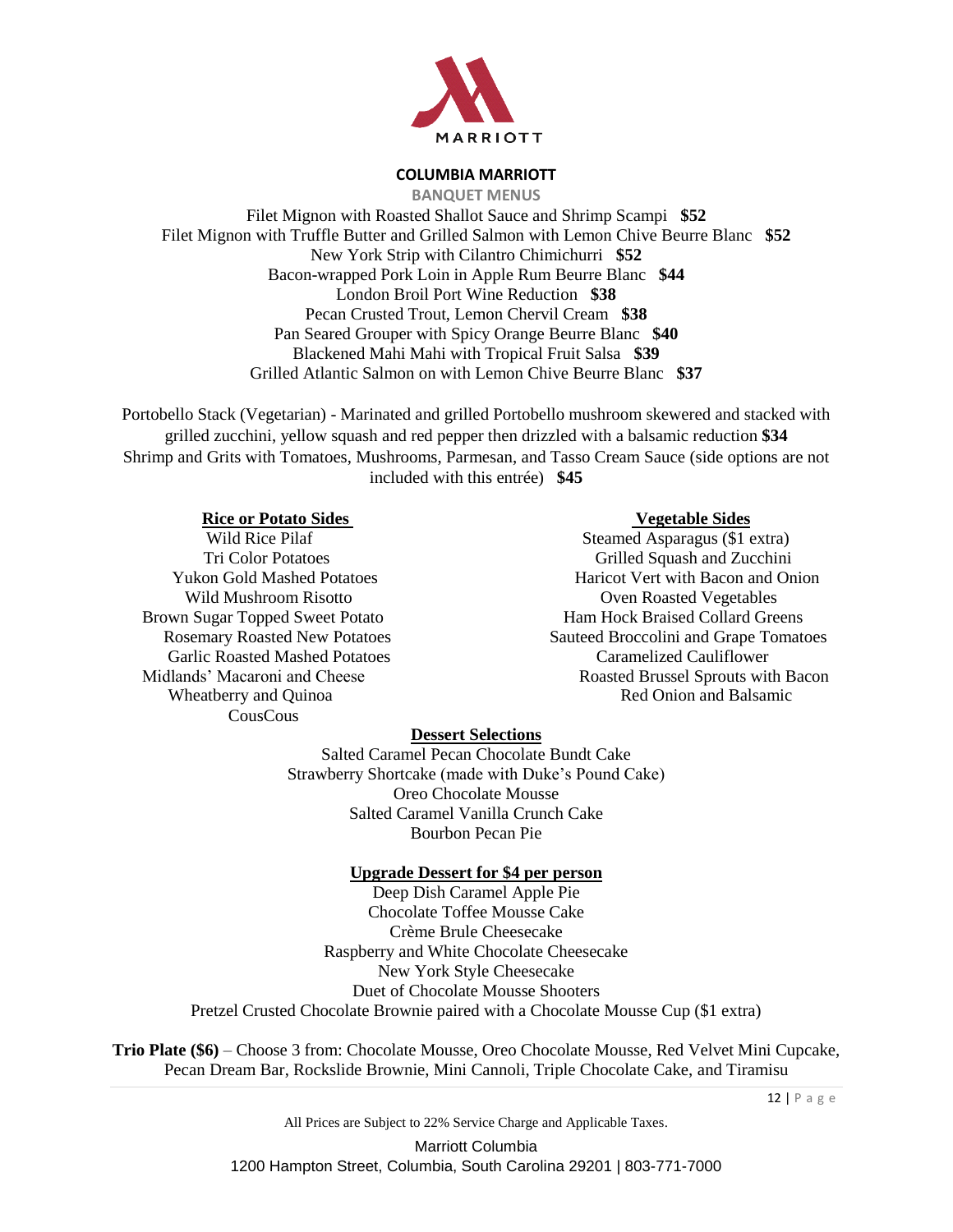MARRIOTT

## COLUMBIA MARRIOTT

### BANQUET MENUS

Filet Mignon with Roasted Shallot Sauce and Shrimp Scampi **$52**
Filet Mignon with Truffle Butter and Grilled Salmon with Lemon Chive Beurre Blanc **$52**
New York Strip with Cilantro Chimichurri **$52**
Bacon-wrapped Pork Loin in Apple Rum Beurre Blanc **$44**
London Broil Port Wine Reduction **$38**
Pecan Crusted Trout, Lemon Chervil Cream **$38**
Pan Seared Grouper with Spicy Orange Beurre Blanc **$40**
Blackened Mahi Mahi with Tropical Fruit Salsa **$39**
Grilled Atlantic Salmon on with Lemon Chive Beurre Blanc **$37**

Portobello Stack (Vegetarian) - Marinated and grilled Portobello mushroom skewered and stacked with grilled zucchini, yellow squash and red pepper then drizzled with a balsamic reduction **$34**
Shrimp and Grits with Tomatoes, Mushrooms, Parmesan, and Tasso Cream Sauce (side options are not included with this entrée) **$45**

**Rice or Potato Sides**

Wild Rice Pilaf
Tri Color Potatoes
Yukon Gold Mashed Potatoes
Wild Mushroom Risotto
Brown Sugar Topped Sweet Potato
Rosemary Roasted New Potatoes
Garlic Roasted Mashed Potatoes
Midlands' Macaroni and Cheese
Wheatberry and Quinoa
CousCous

**Vegetable Sides**

Steamed Asparagus ($1 extra)
Grilled Squash and Zucchini
Haricot Vert with Bacon and Onion
Oven Roasted Vegetables
Ham Hock Braised Collard Greens
Sauteed Broccolini and Grape Tomatoes
Caramelized Cauliflower
Roasted Brussel Sprouts with Bacon
Red Onion and Balsamic

**Dessert Selections**

Salted Caramel Pecan Chocolate Bundt Cake
Strawberry Shortcake (made with Duke's Pound Cake)
Oreo Chocolate Mousse
Salted Caramel Vanilla Crunch Cake
Bourbon Pecan Pie

**Upgrade Dessert for $4 per person**

Deep Dish Caramel Apple Pie
Chocolate Toffee Mousse Cake
Crème Brule Cheesecake
Raspberry and White Chocolate Cheesecake
New York Style Cheesecake
Duet of Chocolate Mousse Shooters
Pretzel Crusted Chocolate Brownie paired with a Chocolate Mousse Cup ($1 extra)

**Trio Plate ($6)** – Choose 3 from: Chocolate Mousse, Oreo Chocolate Mousse, Red Velvet Mini Cupcake, Pecan Dream Bar, Rockslide Brownie, Mini Cannoli, Triple Chocolate Cake, and Tiramisu

All Prices are Subject to 22% Service Charge and Applicable Taxes.

Marriott Columbia
1200 Hampton Street, Columbia, South Carolina 29201 | 803-771-7000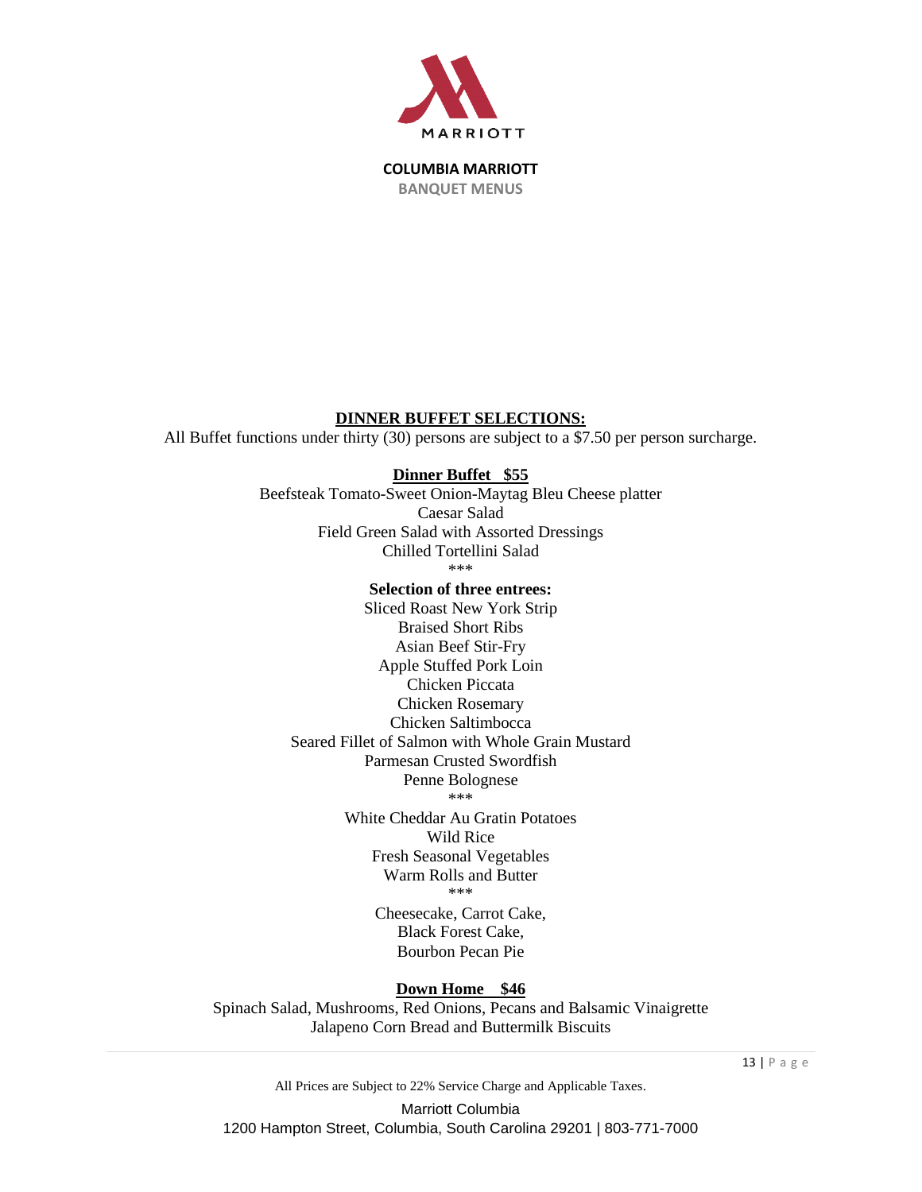## DINNER BUFFET SELECTIONS:

All Buffet functions under thirty (30) persons are subject to a $7.50 per person surcharge.

### Dinner Buffet $55

Beefsteak Tomato-Sweet Onion-Maytag Bleu Cheese platter
Caesar Salad
Field Green Salad with Assorted Dressings
Chilled Tortellini Salad

***

**Selection of three entrees:**

Sliced Roast New York Strip
Braised Short Ribs
Asian Beef Stir-Fry
Apple Stuffed Pork Loin
Chicken Piccata
Chicken Rosemary
Chicken Saltimbocca
Seared Fillet of Salmon with Whole Grain Mustard
Parmesan Crusted Swordfish
Penne Bolognese

***

White Cheddar Au Gratin Potatoes
Wild Rice
Fresh Seasonal Vegetables
Warm Rolls and Butter

***

Cheesecake, Carrot Cake,
Black Forest Cake,
Bourbon Pecan Pie

### Down Home $46

Spinach Salad, Mushrooms, Red Onions, Pecans and Balsamic Vinaigrette
Jalapeno Corn Bread and Buttermilk Biscuits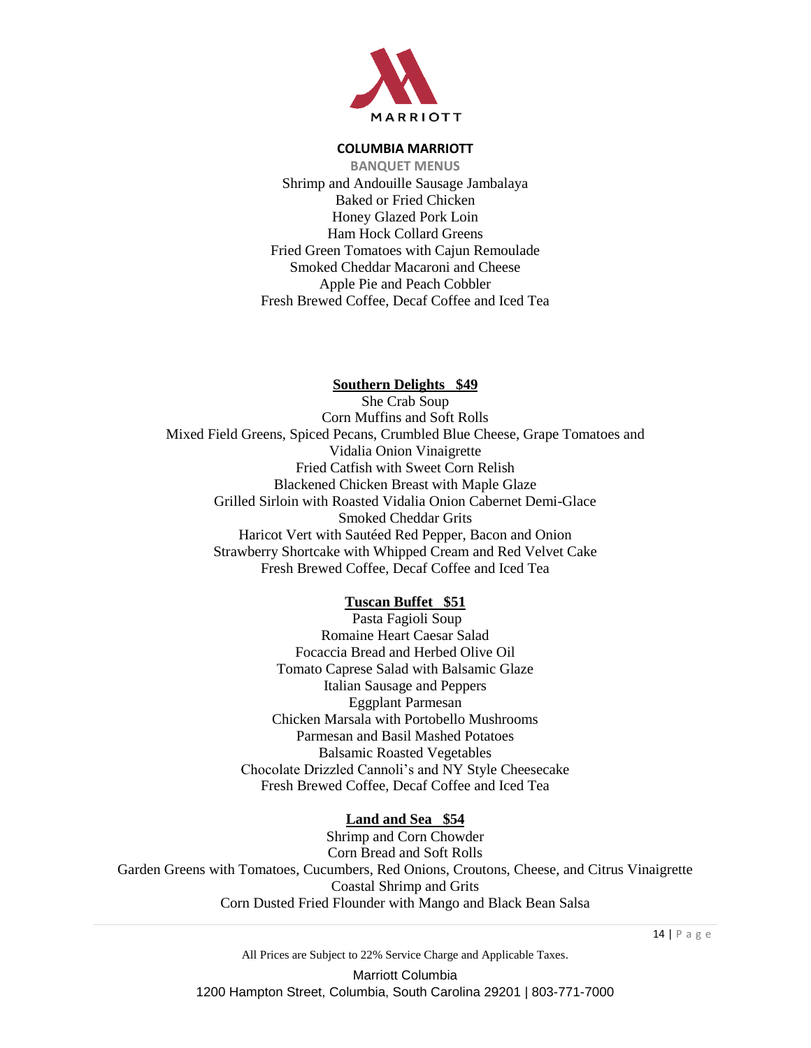**COLUMBIA MARRIOTT**

**BANQUET MENUS**

Shrimp and Andouille Sausage Jambalaya
Baked or Fried Chicken
Honey Glazed Pork Loin
Ham Hock Collard Greens
Fried Green Tomatoes with Cajun Remoulade
Smoked Cheddar Macaroni and Cheese
Apple Pie and Peach Cobbler
Fresh Brewed Coffee, Decaf Coffee and Iced Tea

## Southern Delights $49

She Crab Soup
Corn Muffins and Soft Rolls
Mixed Field Greens, Spiced Pecans, Crumbled Blue Cheese, Grape Tomatoes and Vidalia Onion Vinaigrette
Fried Catfish with Sweet Corn Relish
Blackened Chicken Breast with Maple Glaze
Grilled Sirloin with Roasted Vidalia Onion Cabernet Demi-Glace
Smoked Cheddar Grits
Haricot Vert with Sautéed Red Pepper, Bacon and Onion
Strawberry Shortcake with Whipped Cream and Red Velvet Cake
Fresh Brewed Coffee, Decaf Coffee and Iced Tea

## Tuscan Buffet $51

Pasta Fagioli Soup
Romaine Heart Caesar Salad
Focaccia Bread and Herbed Olive Oil
Tomato Caprese Salad with Balsamic Glaze
Italian Sausage and Peppers
Eggplant Parmesan
Chicken Marsala with Portobello Mushrooms
Parmesan and Basil Mashed Potatoes
Balsamic Roasted Vegetables
Chocolate Drizzled Cannoli's and NY Style Cheesecake
Fresh Brewed Coffee, Decaf Coffee and Iced Tea

## Land and Sea $54

Shrimp and Corn Chowder
Corn Bread and Soft Rolls
Garden Greens with Tomatoes, Cucumbers, Red Onions, Croutons, Cheese, and Citrus Vinaigrette
Coastal Shrimp and Grits
Corn Dusted Fried Flounder with Mango and Black Bean Salsa

All Prices are Subject to 22% Service Charge and Applicable Taxes.

Marriott Columbia
1200 Hampton Street, Columbia, South Carolina 29201 | 803-771-7000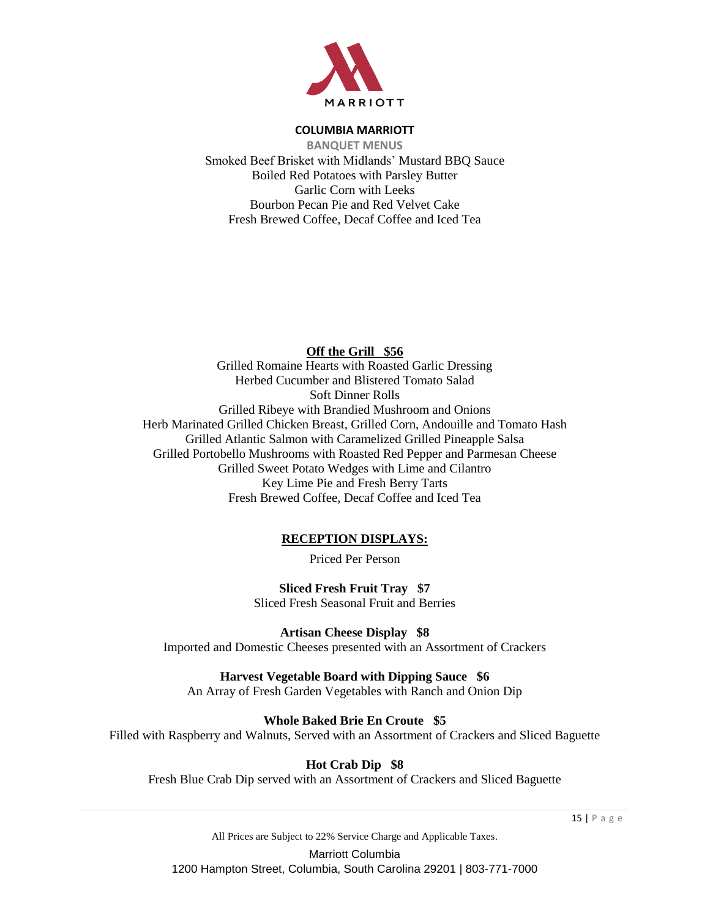Smoked Beef Brisket with Midlands' Mustard BBQ Sauce
Boiled Red Potatoes with Parsley Butter
Garlic Corn with Leeks
Bourbon Pecan Pie and Red Velvet Cake
Fresh Brewed Coffee, Decaf Coffee and Iced Tea

## Off the Grill $56

Grilled Romaine Hearts with Roasted Garlic Dressing
Herbed Cucumber and Blistered Tomato Salad
Soft Dinner Rolls
Grilled Ribeye with Brandied Mushroom and Onions
Herb Marinated Grilled Chicken Breast, Grilled Corn, Andouille and Tomato Hash
Grilled Atlantic Salmon with Caramelized Grilled Pineapple Salsa
Grilled Portobello Mushrooms with Roasted Red Pepper and Parmesan Cheese
Grilled Sweet Potato Wedges with Lime and Cilantro
Key Lime Pie and Fresh Berry Tarts
Fresh Brewed Coffee, Decaf Coffee and Iced Tea

## RECEPTION DISPLAYS:

Priced Per Person

**Sliced Fresh Fruit Tray $7**
Sliced Fresh Seasonal Fruit and Berries

**Artisan Cheese Display $8**
Imported and Domestic Cheeses presented with an Assortment of Crackers

**Harvest Vegetable Board with Dipping Sauce $6**
An Array of Fresh Garden Vegetables with Ranch and Onion Dip

**Whole Baked Brie En Croute $5**
Filled with Raspberry and Walnuts, Served with an Assortment of Crackers and Sliced Baguette

**Hot Crab Dip $8**
Fresh Blue Crab Dip served with an Assortment of Crackers and Sliced Baguette

All Prices are Subject to 22% Service Charge and Applicable Taxes.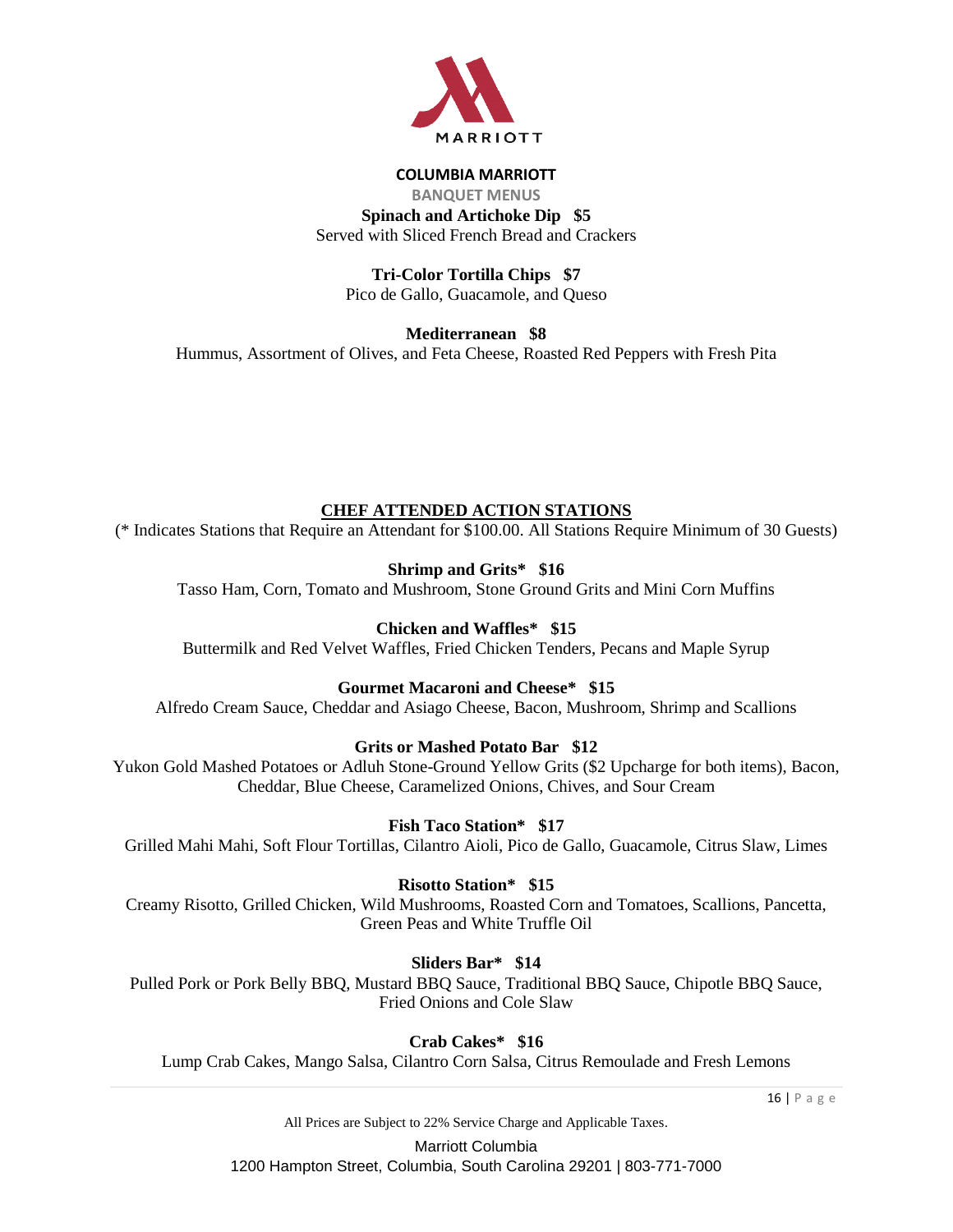**COLUMBIA MARRIOTT**

**BANQUET MENUS**

**Spinach and Artichoke Dip $5**
Served with Sliced French Bread and Crackers

**Tri-Color Tortilla Chips $7**
Pico de Gallo, Guacamole, and Queso

**Mediterranean $8**
Hummus, Assortment of Olives, and Feta Cheese, Roasted Red Peppers with Fresh Pita

## CHEF ATTENDED ACTION STATIONS

(* Indicates Stations that Require an Attendant for $100.00. All Stations Require Minimum of 30 Guests)

**Shrimp and Grits* $16**
Tasso Ham, Corn, Tomato and Mushroom, Stone Ground Grits and Mini Corn Muffins

**Chicken and Waffles* $15**
Buttermilk and Red Velvet Waffles, Fried Chicken Tenders, Pecans and Maple Syrup

**Gourmet Macaroni and Cheese* $15**
Alfredo Cream Sauce, Cheddar and Asiago Cheese, Bacon, Mushroom, Shrimp and Scallions

**Grits or Mashed Potato Bar $12**
Yukon Gold Mashed Potatoes or Adluh Stone-Ground Yellow Grits ($2 Upcharge for both items), Bacon, Cheddar, Blue Cheese, Caramelized Onions, Chives, and Sour Cream

**Fish Taco Station* $17**
Grilled Mahi Mahi, Soft Flour Tortillas, Cilantro Aioli, Pico de Gallo, Guacamole, Citrus Slaw, Limes

**Risotto Station* $15**
Creamy Risotto, Grilled Chicken, Wild Mushrooms, Roasted Corn and Tomatoes, Scallions, Pancetta, Green Peas and White Truffle Oil

**Sliders Bar* $14**
Pulled Pork or Pork Belly BBQ, Mustard BBQ Sauce, Traditional BBQ Sauce, Chipotle BBQ Sauce, Fried Onions and Cole Slaw

**Crab Cakes* $16**
Lump Crab Cakes, Mango Salsa, Cilantro Corn Salsa, Citrus Remoulade and Fresh Lemons

All Prices are Subject to 22% Service Charge and Applicable Taxes.

Marriott Columbia
1200 Hampton Street, Columbia, South Carolina 29201 | 803-771-7000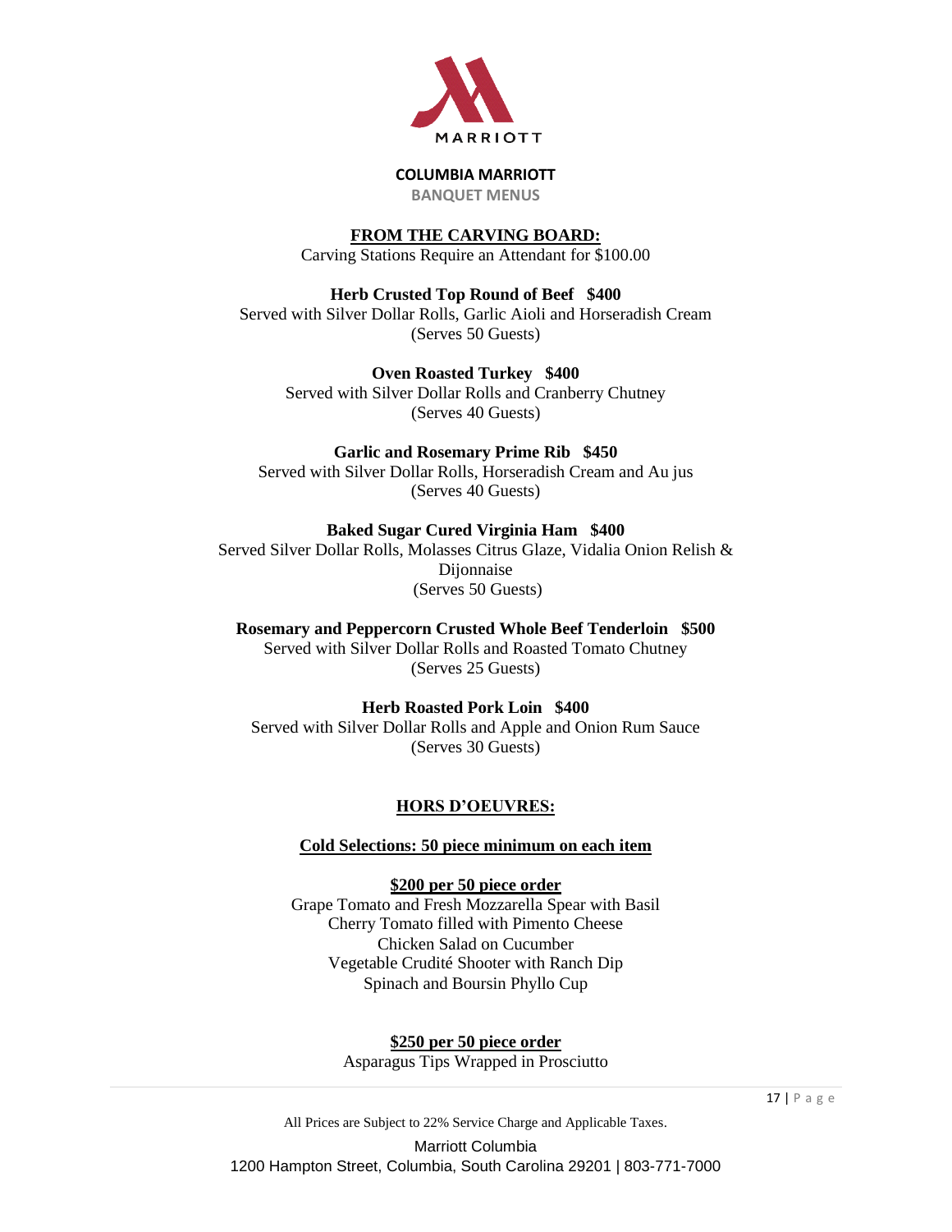**COLUMBIA MARRIOTT**

**BANQUET MENUS**

## FROM THE CARVING BOARD:

Carving Stations Require an Attendant for $100.00

**Herb Crusted Top Round of Beef $400**
Served with Silver Dollar Rolls, Garlic Aioli and Horseradish Cream
(Serves 50 Guests)

**Oven Roasted Turkey $400**
Served with Silver Dollar Rolls and Cranberry Chutney
(Serves 40 Guests)

**Garlic and Rosemary Prime Rib $450**
Served with Silver Dollar Rolls, Horseradish Cream and Au jus
(Serves 40 Guests)

**Baked Sugar Cured Virginia Ham $400**
Served Silver Dollar Rolls, Molasses Citrus Glaze, Vidalia Onion Relish & Dijonnaise
(Serves 50 Guests)

**Rosemary and Peppercorn Crusted Whole Beef Tenderloin $500**
Served with Silver Dollar Rolls and Roasted Tomato Chutney
(Serves 25 Guests)

**Herb Roasted Pork Loin $400**
Served with Silver Dollar Rolls and Apple and Onion Rum Sauce
(Serves 30 Guests)

## HORS D'OEUVRES:

### Cold Selections: 50 piece minimum on each item

**$200 per 50 piece order**

Grape Tomato and Fresh Mozzarella Spear with Basil
Cherry Tomato filled with Pimento Cheese
Chicken Salad on Cucumber
Vegetable Crudité Shooter with Ranch Dip
Spinach and Boursin Phyllo Cup

**$250 per 50 piece order**

Asparagus Tips Wrapped in Prosciutto

All Prices are Subject to 22% Service Charge and Applicable Taxes.

Marriott Columbia
1200 Hampton Street, Columbia, South Carolina 29201 | 803-771-7000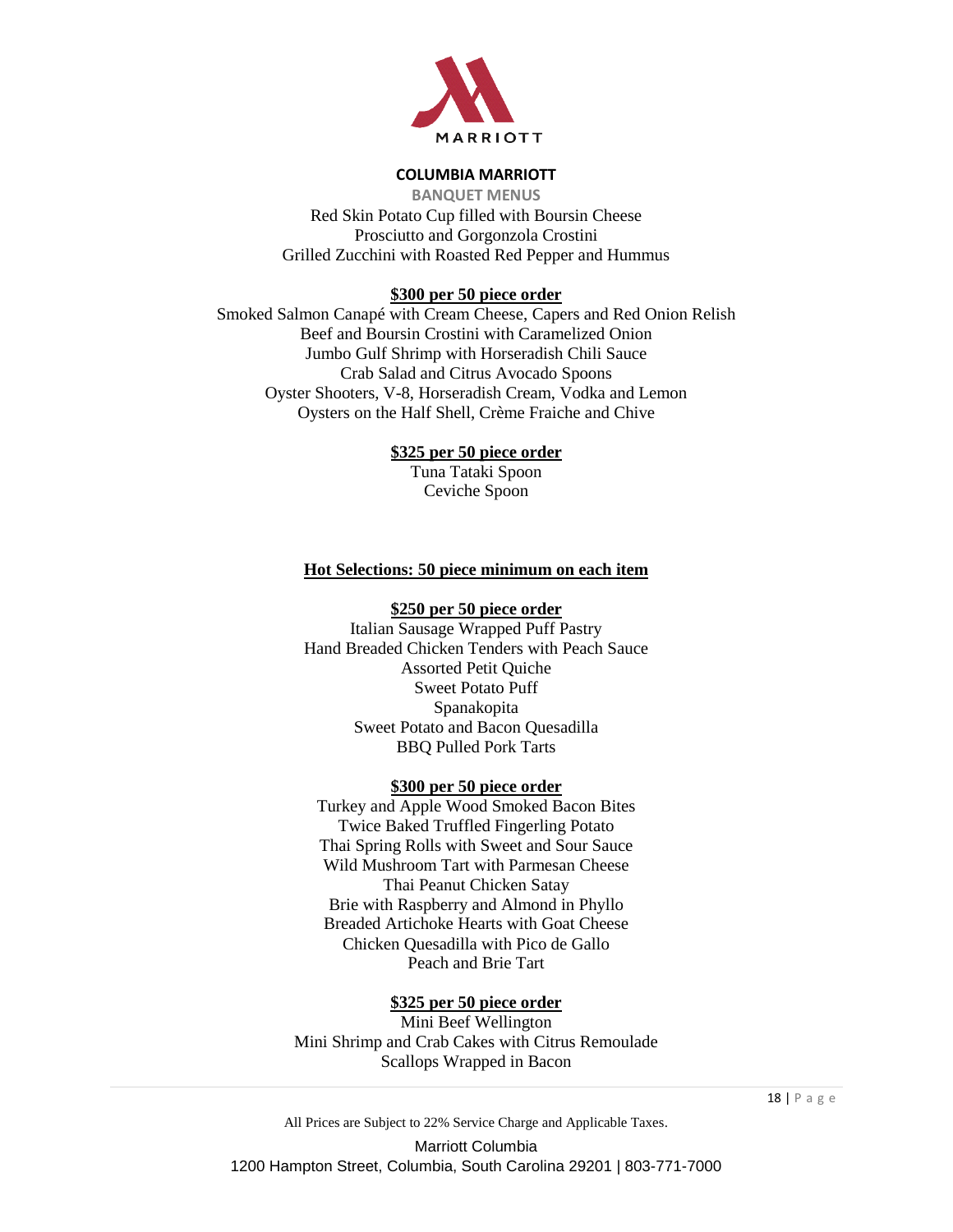Red Skin Potato Cup filled with Boursin Cheese
Prosciutto and Gorgonzola Crostini
Grilled Zucchini with Roasted Red Pepper and Hummus

**$300 per 50 piece order**

Smoked Salmon Canapé with Cream Cheese, Capers and Red Onion Relish
Beef and Boursin Crostini with Caramelized Onion
Jumbo Gulf Shrimp with Horseradish Chili Sauce
Crab Salad and Citrus Avocado Spoons
Oyster Shooters, V-8, Horseradish Cream, Vodka and Lemon
Oysters on the Half Shell, Crème Fraiche and Chive

**$325 per 50 piece order**

Tuna Tataki Spoon
Ceviche Spoon

## Hot Selections: 50 piece minimum on each item

**$250 per 50 piece order**

Italian Sausage Wrapped Puff Pastry
Hand Breaded Chicken Tenders with Peach Sauce
Assorted Petit Quiche
Sweet Potato Puff
Spanakopita
Sweet Potato and Bacon Quesadilla
BBQ Pulled Pork Tarts

**$300 per 50 piece order**

Turkey and Apple Wood Smoked Bacon Bites
Twice Baked Truffled Fingerling Potato
Thai Spring Rolls with Sweet and Sour Sauce
Wild Mushroom Tart with Parmesan Cheese
Thai Peanut Chicken Satay
Brie with Raspberry and Almond in Phyllo
Breaded Artichoke Hearts with Goat Cheese
Chicken Quesadilla with Pico de Gallo
Peach and Brie Tart

**$325 per 50 piece order**

Mini Beef Wellington
Mini Shrimp and Crab Cakes with Citrus Remoulade
Scallops Wrapped in Bacon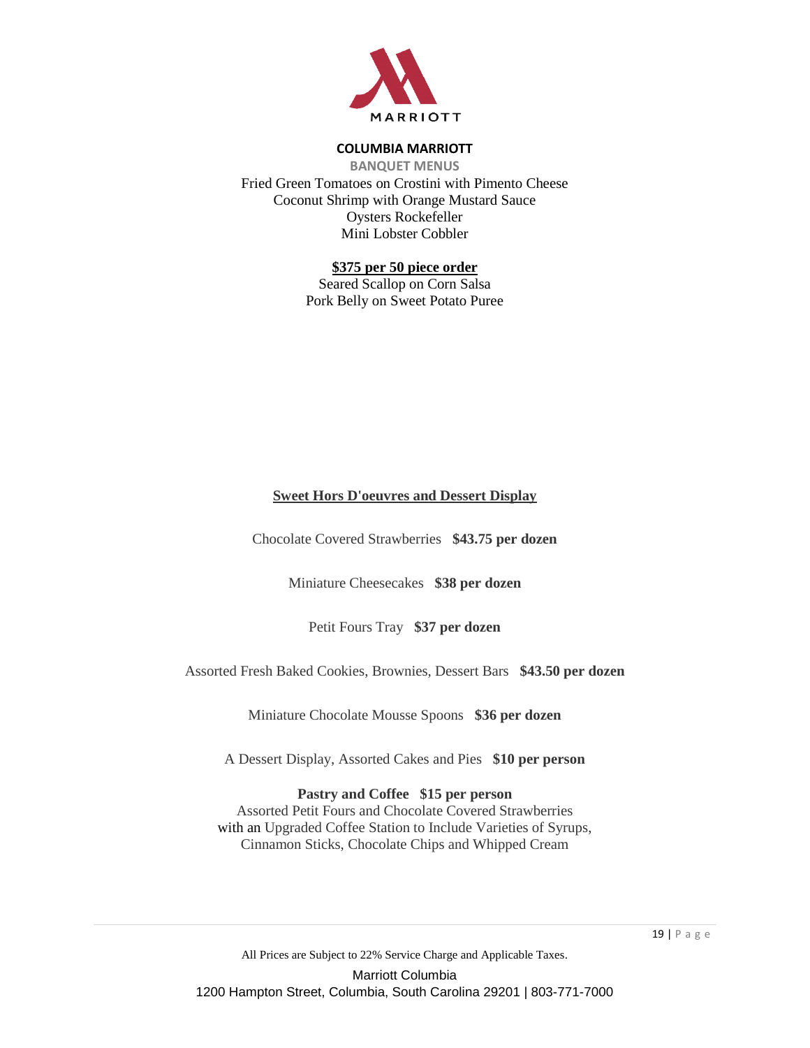**COLUMBIA MARRIOTT**

**BANQUET MENUS**

Fried Green Tomatoes on Crostini with Pimento Cheese
Coconut Shrimp with Orange Mustard Sauce
Oysters Rockefeller
Mini Lobster Cobbler

**$375 per 50 piece order**

Seared Scallop on Corn Salsa
Pork Belly on Sweet Potato Puree

## Sweet Hors D'oeuvres and Dessert Display

Chocolate Covered Strawberries **$43.75 per dozen**

Miniature Cheesecakes **$38 per dozen**

Petit Fours Tray **$37 per dozen**

Assorted Fresh Baked Cookies, Brownies, Dessert Bars **$43.50 per dozen**

Miniature Chocolate Mousse Spoons **$36 per dozen**

A Dessert Display, Assorted Cakes and Pies **$10 per person**

**Pastry and Coffee $15 per person**
Assorted Petit Fours and Chocolate Covered Strawberries
with an Upgraded Coffee Station to Include Varieties of Syrups,
Cinnamon Sticks, Chocolate Chips and Whipped Cream

All Prices are Subject to 22% Service Charge and Applicable Taxes.

Marriott Columbia
1200 Hampton Street, Columbia, South Carolina 29201 | 803-771-7000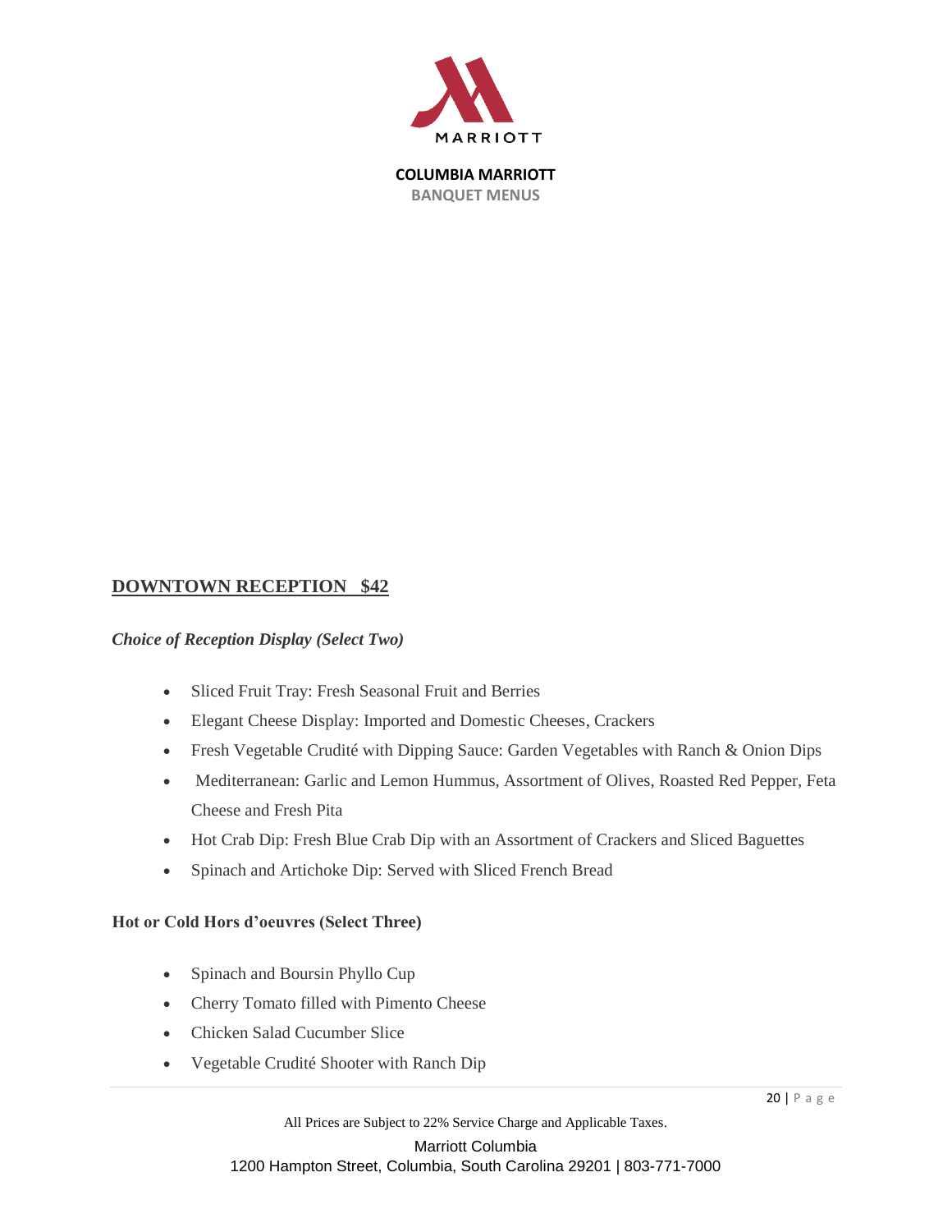## DOWNTOWN RECEPTION $42

***Choice of Reception Display (Select Two)***

- Sliced Fruit Tray: Fresh Seasonal Fruit and Berries
- Elegant Cheese Display: Imported and Domestic Cheeses, Crackers
- Fresh Vegetable Crudité with Dipping Sauce: Garden Vegetables with Ranch & Onion Dips
- Mediterranean: Garlic and Lemon Hummus, Assortment of Olives, Roasted Red Pepper, Feta Cheese and Fresh Pita
- Hot Crab Dip: Fresh Blue Crab Dip with an Assortment of Crackers and Sliced Baguettes
- Spinach and Artichoke Dip: Served with Sliced French Bread

**Hot or Cold Hors d'oeuvres (Select Three)**

- Spinach and Boursin Phyllo Cup
- Cherry Tomato filled with Pimento Cheese
- Chicken Salad Cucumber Slice
- Vegetable Crudité Shooter with Ranch Dip

All Prices are Subject to 22% Service Charge and Applicable Taxes.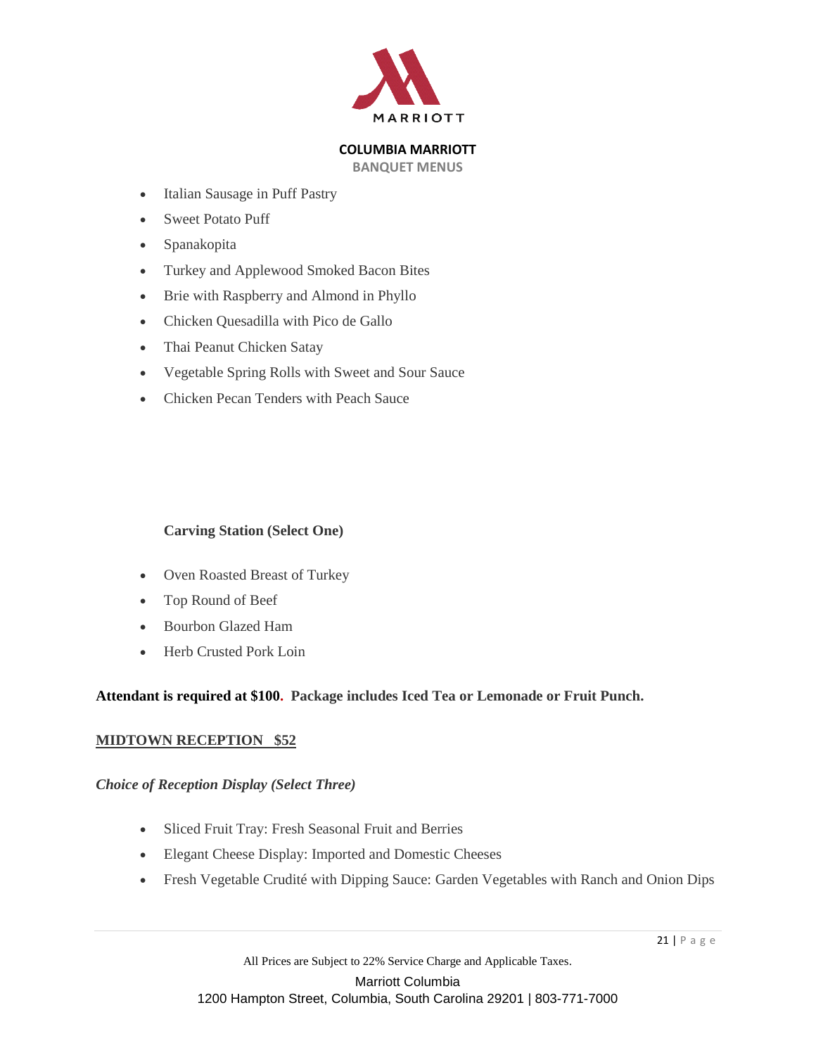- Italian Sausage in Puff Pastry
- Sweet Potato Puff
- Spanakopita
- Turkey and Applewood Smoked Bacon Bites
- Brie with Raspberry and Almond in Phyllo
- Chicken Quesadilla with Pico de Gallo
- Thai Peanut Chicken Satay
- Vegetable Spring Rolls with Sweet and Sour Sauce
- Chicken Pecan Tenders with Peach Sauce

**Carving Station (Select One)**

- Oven Roasted Breast of Turkey
- Top Round of Beef
- Bourbon Glazed Ham
- Herb Crusted Pork Loin

**Attendant is required at $100. Package includes Iced Tea or Lemonade or Fruit Punch.**

**<u>MIDTOWN RECEPTION $52</u>**

***Choice of Reception Display (Select Three)***

- Sliced Fruit Tray: Fresh Seasonal Fruit and Berries
- Elegant Cheese Display: Imported and Domestic Cheeses
- Fresh Vegetable Crudité with Dipping Sauce: Garden Vegetables with Ranch and Onion Dips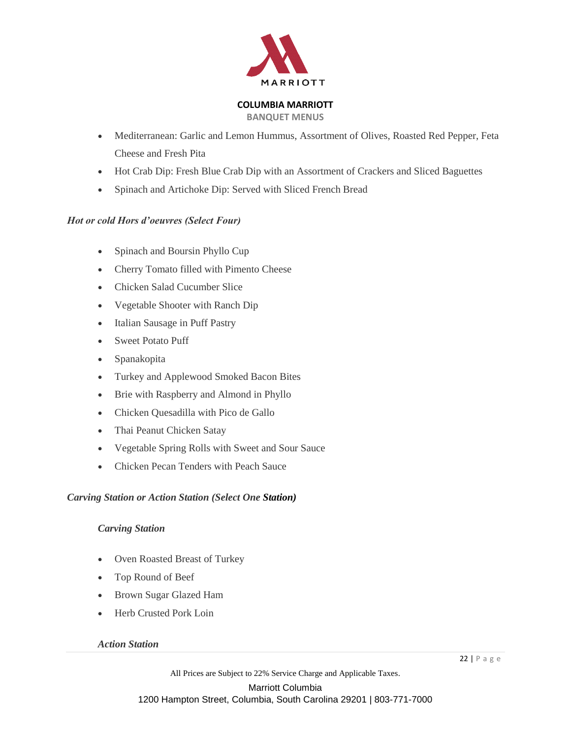- Mediterranean: Garlic and Lemon Hummus, Assortment of Olives, Roasted Red Pepper, Feta Cheese and Fresh Pita
- Hot Crab Dip: Fresh Blue Crab Dip with an Assortment of Crackers and Sliced Baguettes
- Spinach and Artichoke Dip: Served with Sliced French Bread

***Hot or cold Hors d'oeuvres (Select Four)***

- Spinach and Boursin Phyllo Cup
- Cherry Tomato filled with Pimento Cheese
- Chicken Salad Cucumber Slice
- Vegetable Shooter with Ranch Dip
- Italian Sausage in Puff Pastry
- Sweet Potato Puff
- Spanakopita
- Turkey and Applewood Smoked Bacon Bites
- Brie with Raspberry and Almond in Phyllo
- Chicken Quesadilla with Pico de Gallo
- Thai Peanut Chicken Satay
- Vegetable Spring Rolls with Sweet and Sour Sauce
- Chicken Pecan Tenders with Peach Sauce

***Carving Station or Action Station (Select One Station)***

***Carving Station***

- Oven Roasted Breast of Turkey
- Top Round of Beef
- Brown Sugar Glazed Ham
- Herb Crusted Pork Loin

***Action Station***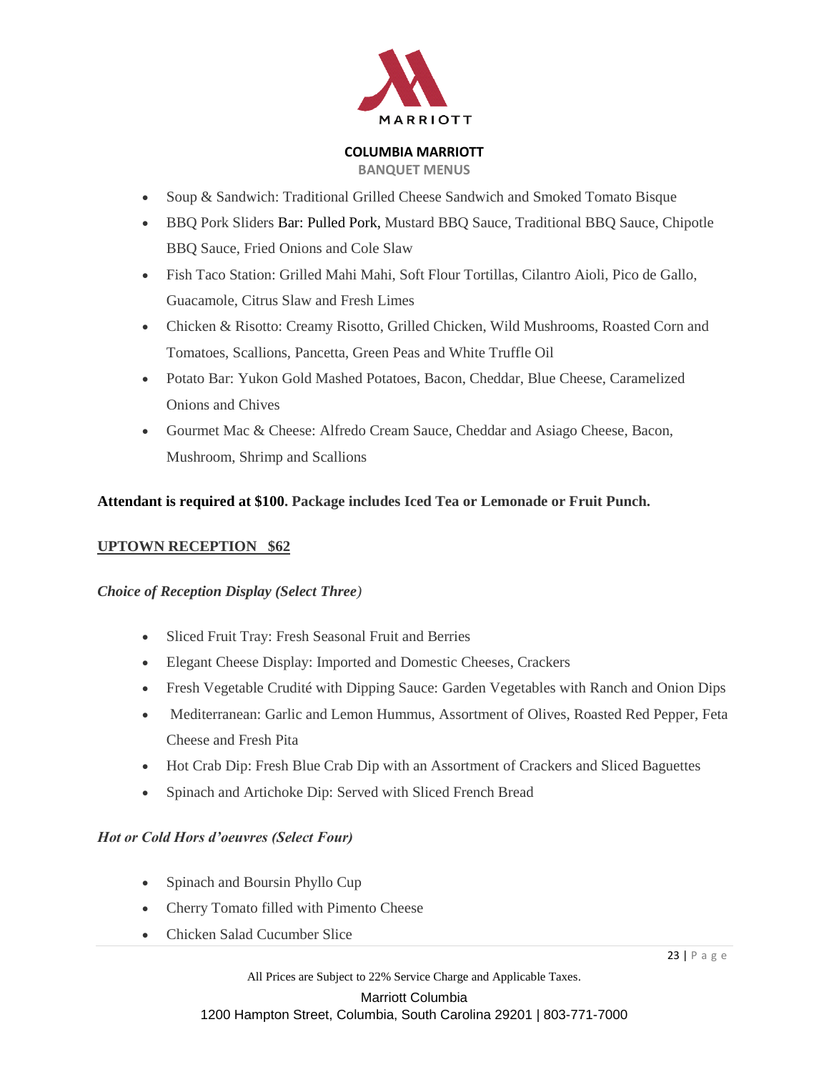- Soup & Sandwich: Traditional Grilled Cheese Sandwich and Smoked Tomato Bisque
- BBQ Pork Sliders Bar: Pulled Pork, Mustard BBQ Sauce, Traditional BBQ Sauce, Chipotle BBQ Sauce, Fried Onions and Cole Slaw
- Fish Taco Station: Grilled Mahi Mahi, Soft Flour Tortillas, Cilantro Aioli, Pico de Gallo, Guacamole, Citrus Slaw and Fresh Limes
- Chicken & Risotto: Creamy Risotto, Grilled Chicken, Wild Mushrooms, Roasted Corn and Tomatoes, Scallions, Pancetta, Green Peas and White Truffle Oil
- Potato Bar: Yukon Gold Mashed Potatoes, Bacon, Cheddar, Blue Cheese, Caramelized Onions and Chives
- Gourmet Mac & Cheese: Alfredo Cream Sauce, Cheddar and Asiago Cheese, Bacon, Mushroom, Shrimp and Scallions

**Attendant is required at $100. Package includes Iced Tea or Lemonade or Fruit Punch.**

## UPTOWN RECEPTION $62

***Choice of Reception Display (Select Three)***

- Sliced Fruit Tray: Fresh Seasonal Fruit and Berries
- Elegant Cheese Display: Imported and Domestic Cheeses, Crackers
- Fresh Vegetable Crudité with Dipping Sauce: Garden Vegetables with Ranch and Onion Dips
- Mediterranean: Garlic and Lemon Hummus, Assortment of Olives, Roasted Red Pepper, Feta Cheese and Fresh Pita
- Hot Crab Dip: Fresh Blue Crab Dip with an Assortment of Crackers and Sliced Baguettes
- Spinach and Artichoke Dip: Served with Sliced French Bread

***Hot or Cold Hors d'oeuvres (Select Four)***

- Spinach and Boursin Phyllo Cup
- Cherry Tomato filled with Pimento Cheese
- Chicken Salad Cucumber Slice

All Prices are Subject to 22% Service Charge and Applicable Taxes.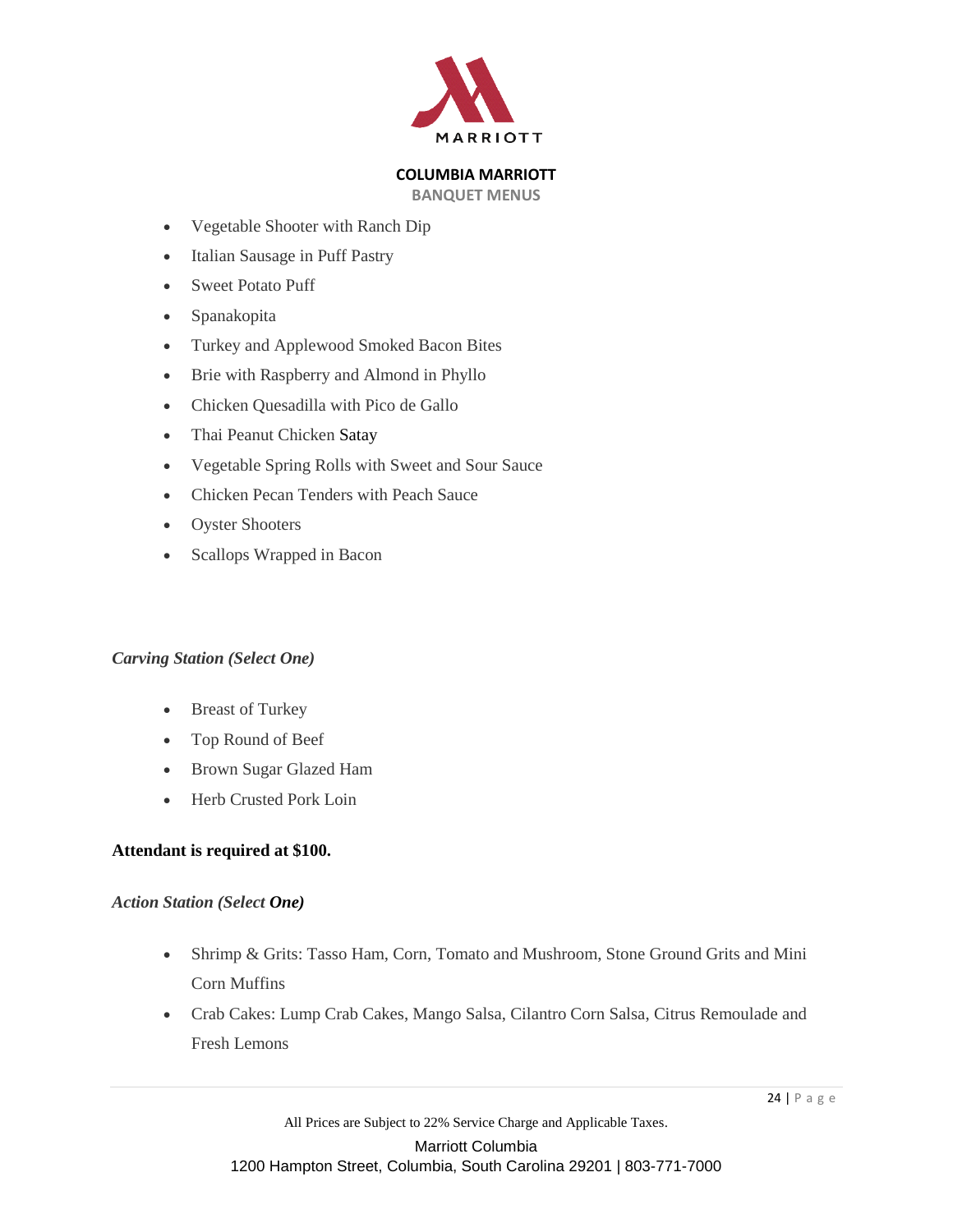- Vegetable Shooter with Ranch Dip
- Italian Sausage in Puff Pastry
- Sweet Potato Puff
- Spanakopita
- Turkey and Applewood Smoked Bacon Bites
- Brie with Raspberry and Almond in Phyllo
- Chicken Quesadilla with Pico de Gallo
- Thai Peanut Chicken Satay
- Vegetable Spring Rolls with Sweet and Sour Sauce
- Chicken Pecan Tenders with Peach Sauce
- Oyster Shooters
- Scallops Wrapped in Bacon

*Carving Station (Select One)*

- Breast of Turkey
- Top Round of Beef
- Brown Sugar Glazed Ham
- Herb Crusted Pork Loin

**Attendant is required at $100.**

*Action Station (Select One)*

- Shrimp & Grits: Tasso Ham, Corn, Tomato and Mushroom, Stone Ground Grits and Mini Corn Muffins
- Crab Cakes: Lump Crab Cakes, Mango Salsa, Cilantro Corn Salsa, Citrus Remoulade and Fresh Lemons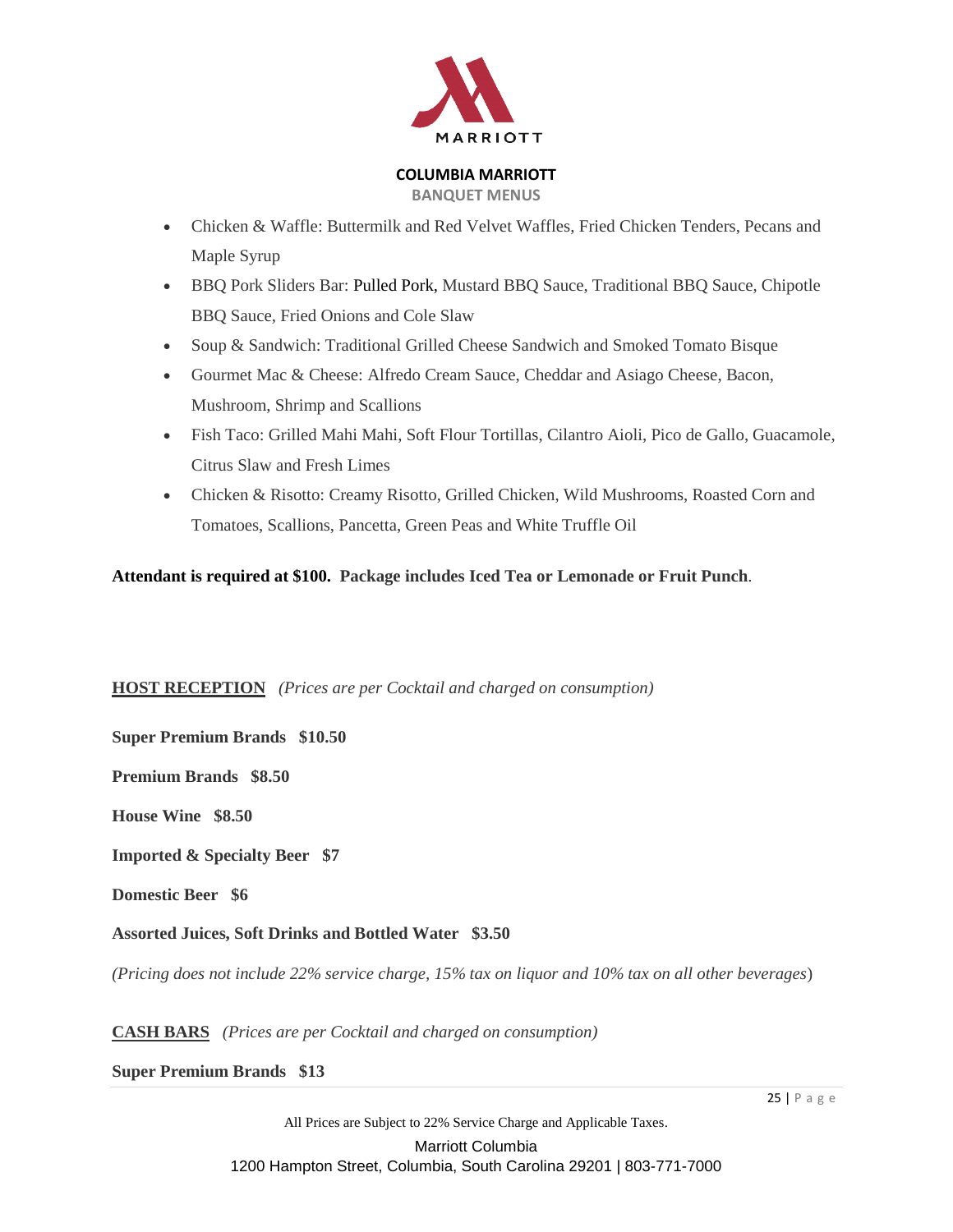- Chicken & Waffle: Buttermilk and Red Velvet Waffles, Fried Chicken Tenders, Pecans and Maple Syrup
- BBQ Pork Sliders Bar: Pulled Pork, Mustard BBQ Sauce, Traditional BBQ Sauce, Chipotle BBQ Sauce, Fried Onions and Cole Slaw
- Soup & Sandwich: Traditional Grilled Cheese Sandwich and Smoked Tomato Bisque
- Gourmet Mac & Cheese: Alfredo Cream Sauce, Cheddar and Asiago Cheese, Bacon, Mushroom, Shrimp and Scallions
- Fish Taco: Grilled Mahi Mahi, Soft Flour Tortillas, Cilantro Aioli, Pico de Gallo, Guacamole, Citrus Slaw and Fresh Limes
- Chicken & Risotto: Creamy Risotto, Grilled Chicken, Wild Mushrooms, Roasted Corn and Tomatoes, Scallions, Pancetta, Green Peas and White Truffle Oil

**Attendant is required at $100. Package includes Iced Tea or Lemonade or Fruit Punch**.

**HOST RECEPTION** *(Prices are per Cocktail and charged on consumption)*

**Super Premium Brands $10.50**

**Premium Brands $8.50**

**House Wine $8.50**

**Imported & Specialty Beer $7**

**Domestic Beer $6**

**Assorted Juices, Soft Drinks and Bottled Water $3.50**

*(Pricing does not include 22% service charge, 15% tax on liquor and 10% tax on all other beverages)*

**CASH BARS** *(Prices are per Cocktail and charged on consumption)*

**Super Premium Brands $13**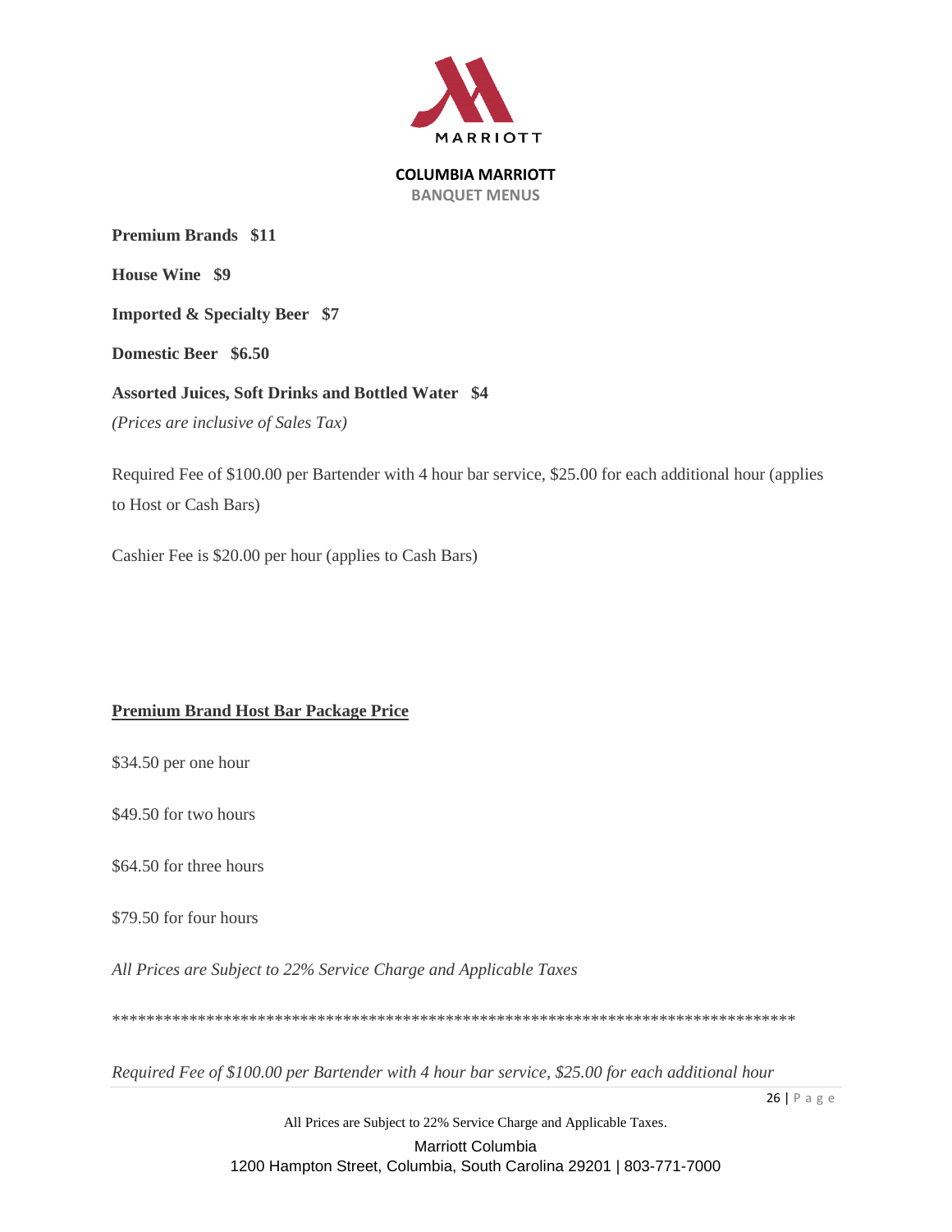**Premium Brands $11**

**House Wine $9**

**Imported & Specialty Beer $7**

**Domestic Beer $6.50**

**Assorted Juices, Soft Drinks and Bottled Water $4**

*(Prices are inclusive of Sales Tax)*

Required Fee of $100.00 per Bartender with 4 hour bar service, $25.00 for each additional hour (applies to Host or Cash Bars)

Cashier Fee is $20.00 per hour (applies to Cash Bars)

**Premium Brand Host Bar Package Price**

$34.50 per one hour

$49.50 for two hours

$64.50 for three hours

$79.50 for four hours

*All Prices are Subject to 22% Service Charge and Applicable Taxes*

***********************************************************************************

*Required Fee of $100.00 per Bartender with 4 hour bar service, $25.00 for each additional hour*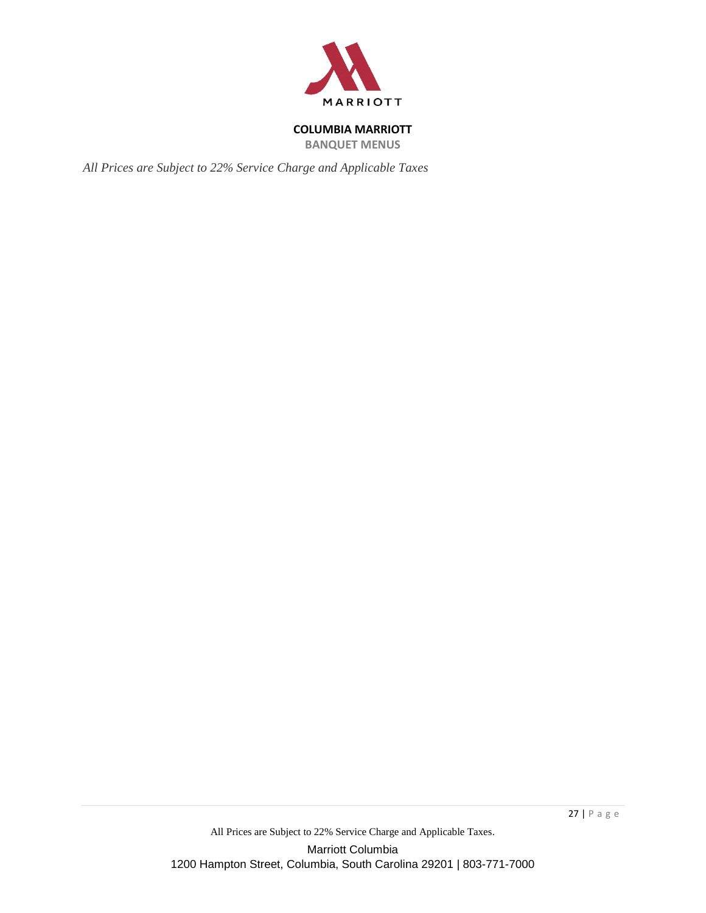**COLUMBIA MARRIOTT**

**BANQUET MENUS**

*All Prices are Subject to 22% Service Charge and Applicable Taxes*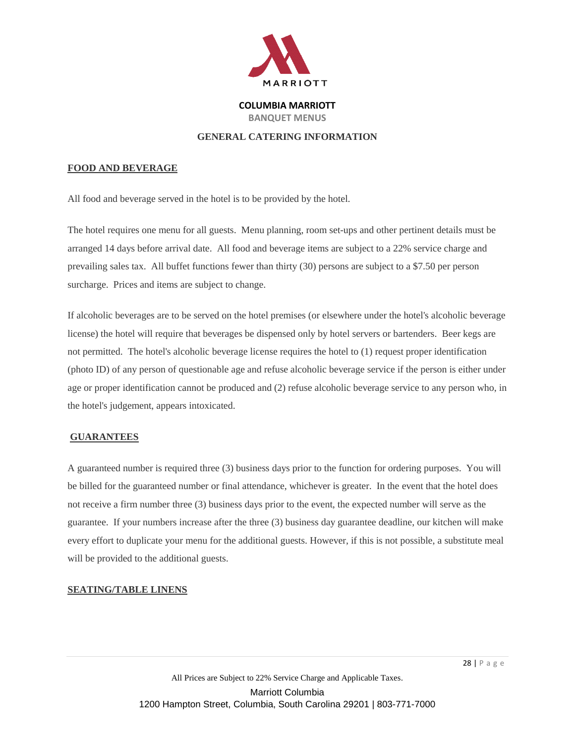**COLUMBIA MARRIOTT**

**BANQUET MENUS**

## GENERAL CATERING INFORMATION

### FOOD AND BEVERAGE

All food and beverage served in the hotel is to be provided by the hotel.

The hotel requires one menu for all guests. Menu planning, room set-ups and other pertinent details must be arranged 14 days before arrival date. All food and beverage items are subject to a 22% service charge and prevailing sales tax. All buffet functions fewer than thirty (30) persons are subject to a $7.50 per person surcharge. Prices and items are subject to change.

If alcoholic beverages are to be served on the hotel premises (or elsewhere under the hotel's alcoholic beverage license) the hotel will require that beverages be dispensed only by hotel servers or bartenders. Beer kegs are not permitted. The hotel's alcoholic beverage license requires the hotel to (1) request proper identification (photo ID) of any person of questionable age and refuse alcoholic beverage service if the person is either under age or proper identification cannot be produced and (2) refuse alcoholic beverage service to any person who, in the hotel's judgement, appears intoxicated.

### GUARANTEES

A guaranteed number is required three (3) business days prior to the function for ordering purposes. You will be billed for the guaranteed number or final attendance, whichever is greater. In the event that the hotel does not receive a firm number three (3) business days prior to the event, the expected number will serve as the guarantee. If your numbers increase after the three (3) business day guarantee deadline, our kitchen will make every effort to duplicate your menu for the additional guests. However, if this is not possible, a substitute meal will be provided to the additional guests.

### SEATING/TABLE LINENS

All Prices are Subject to 22% Service Charge and Applicable Taxes.

Marriott Columbia
1200 Hampton Street, Columbia, South Carolina 29201 | 803-771-7000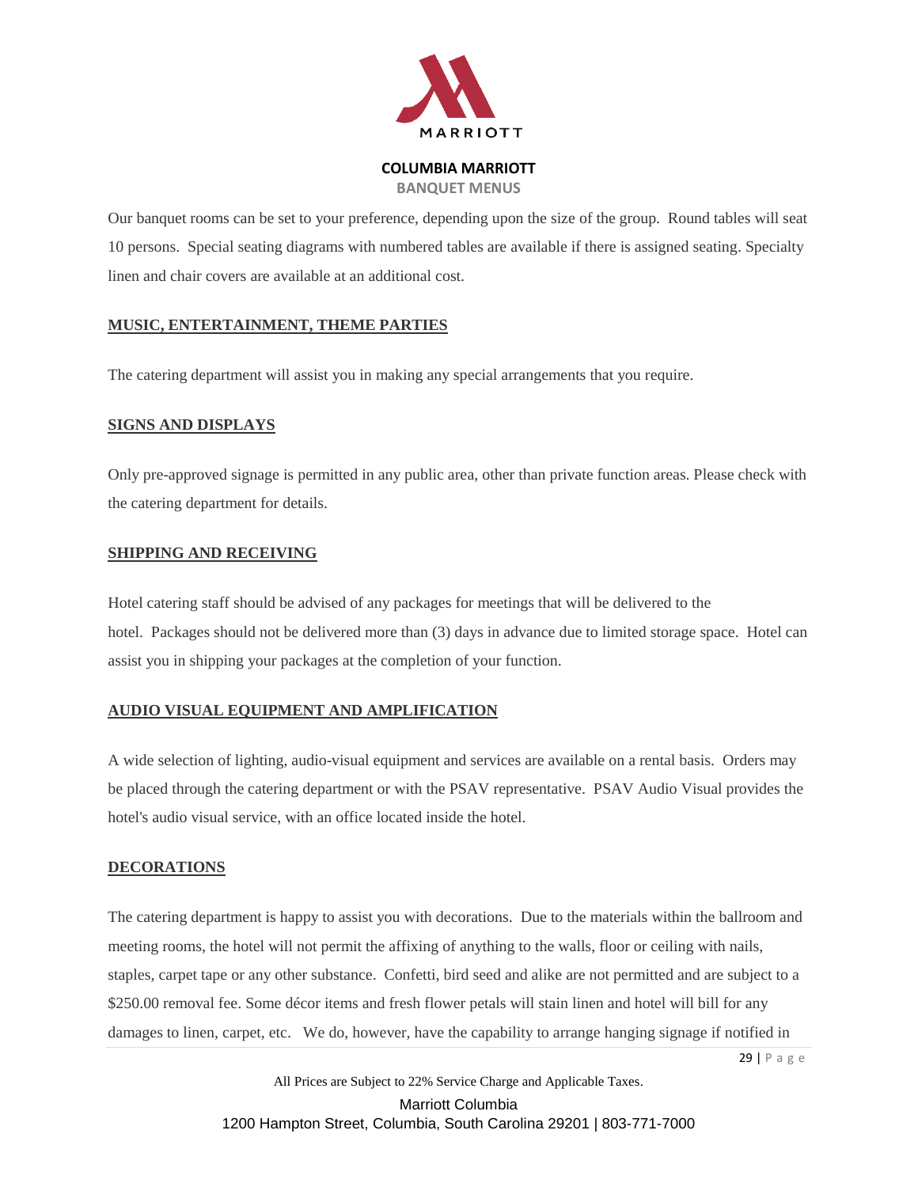Our banquet rooms can be set to your preference, depending upon the size of the group. Round tables will seat 10 persons. Special seating diagrams with numbered tables are available if there is assigned seating. Specialty linen and chair covers are available at an additional cost.

## MUSIC, ENTERTAINMENT, THEME PARTIES

The catering department will assist you in making any special arrangements that you require.

## SIGNS AND DISPLAYS

Only pre-approved signage is permitted in any public area, other than private function areas. Please check with the catering department for details.

## SHIPPING AND RECEIVING

Hotel catering staff should be advised of any packages for meetings that will be delivered to the hotel. Packages should not be delivered more than (3) days in advance due to limited storage space. Hotel can assist you in shipping your packages at the completion of your function.

## AUDIO VISUAL EQUIPMENT AND AMPLIFICATION

A wide selection of lighting, audio-visual equipment and services are available on a rental basis. Orders may be placed through the catering department or with the PSAV representative. PSAV Audio Visual provides the hotel's audio visual service, with an office located inside the hotel.

## DECORATIONS

The catering department is happy to assist you with decorations. Due to the materials within the ballroom and meeting rooms, the hotel will not permit the affixing of anything to the walls, floor or ceiling with nails, staples, carpet tape or any other substance. Confetti, bird seed and alike are not permitted and are subject to a $250.00 removal fee. Some décor items and fresh flower petals will stain linen and hotel will bill for any damages to linen, carpet, etc. We do, however, have the capability to arrange hanging signage if notified in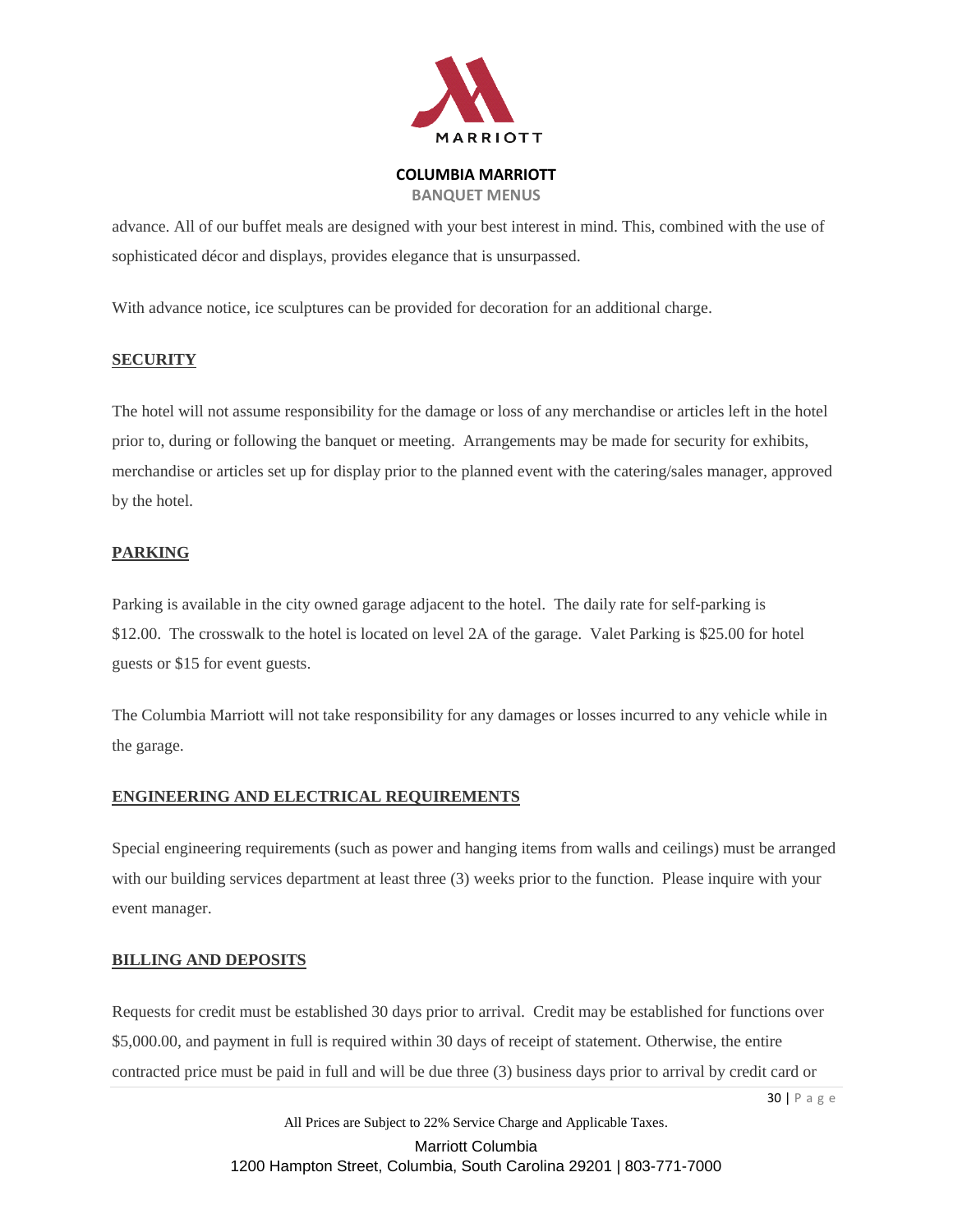advance. All of our buffet meals are designed with your best interest in mind. This, combined with the use of sophisticated décor and displays, provides elegance that is unsurpassed.

With advance notice, ice sculptures can be provided for decoration for an additional charge.

## SECURITY

The hotel will not assume responsibility for the damage or loss of any merchandise or articles left in the hotel prior to, during or following the banquet or meeting. Arrangements may be made for security for exhibits, merchandise or articles set up for display prior to the planned event with the catering/sales manager, approved by the hotel.

## PARKING

Parking is available in the city owned garage adjacent to the hotel. The daily rate for self-parking is $12.00. The crosswalk to the hotel is located on level 2A of the garage. Valet Parking is $25.00 for hotel guests or $15 for event guests.

The Columbia Marriott will not take responsibility for any damages or losses incurred to any vehicle while in the garage.

## ENGINEERING AND ELECTRICAL REQUIREMENTS

Special engineering requirements (such as power and hanging items from walls and ceilings) must be arranged with our building services department at least three (3) weeks prior to the function. Please inquire with your event manager.

## BILLING AND DEPOSITS

Requests for credit must be established 30 days prior to arrival. Credit may be established for functions over $5,000.00, and payment in full is required within 30 days of receipt of statement. Otherwise, the entire contracted price must be paid in full and will be due three (3) business days prior to arrival by credit card or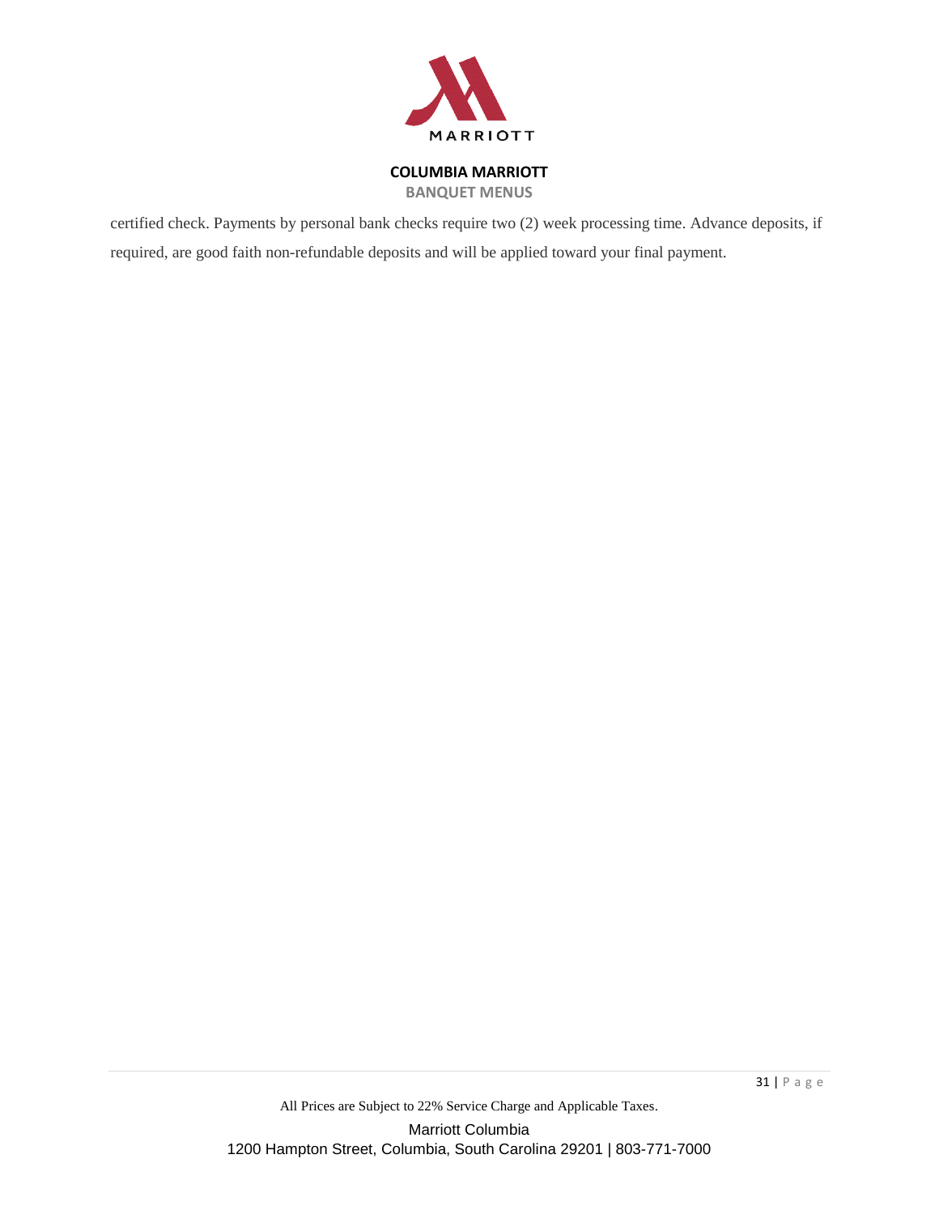certified check. Payments by personal bank checks require two (2) week processing time. Advance deposits, if required, are good faith non-refundable deposits and will be applied toward your final payment.